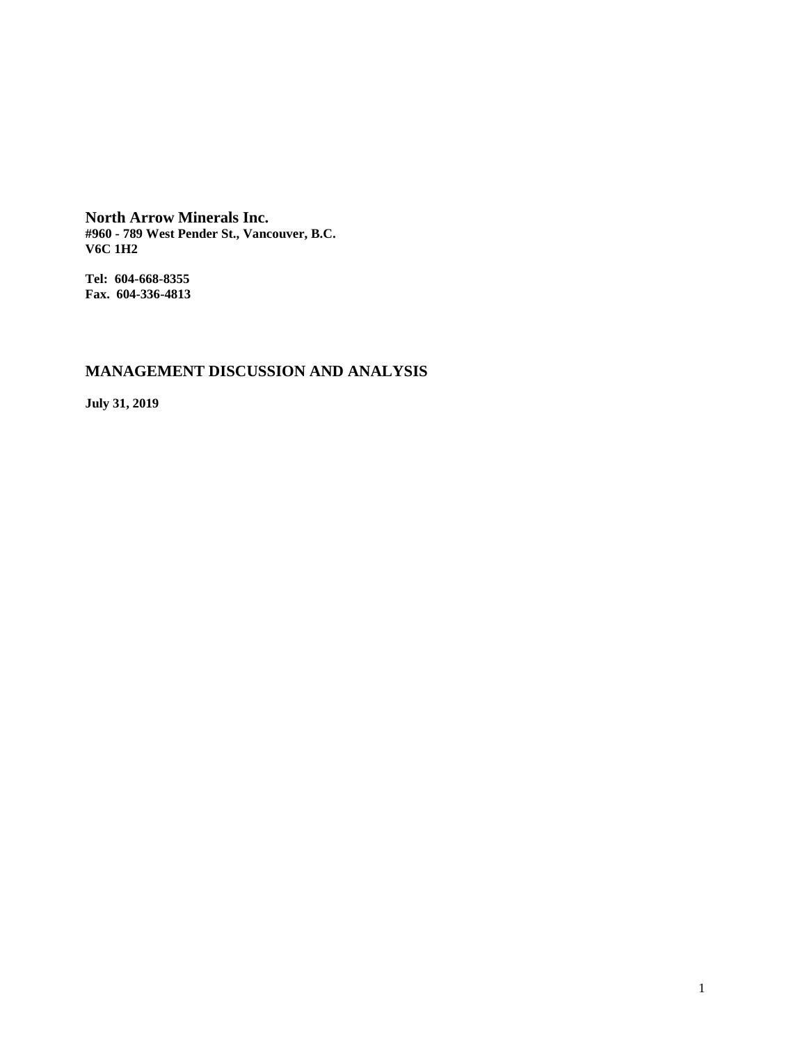**North Arrow Minerals Inc.**
**#960 - 789 West Pender St., Vancouver, B.C.**
**V6C 1H2**

**Tel: 604-668-8355**
**Fax. 604-336-4813**

## MANAGEMENT DISCUSSION AND ANALYSIS

**July 31, 2019**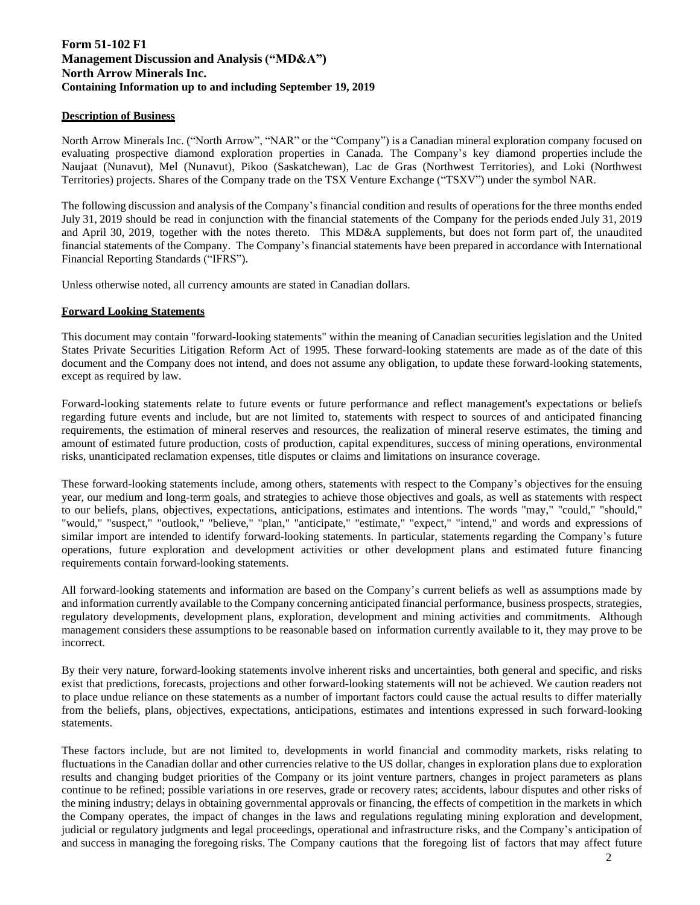**Form 51-102 F1**
**Management Discussion and Analysis ("MD&A")**
**North Arrow Minerals Inc.**
**Containing Information up to and including September 19, 2019**

## Description of Business

North Arrow Minerals Inc. ("North Arrow", "NAR" or the "Company") is a Canadian mineral exploration company focused on evaluating prospective diamond exploration properties in Canada. The Company's key diamond properties include the Naujaat (Nunavut), Mel (Nunavut), Pikoo (Saskatchewan), Lac de Gras (Northwest Territories), and Loki (Northwest Territories) projects. Shares of the Company trade on the TSX Venture Exchange ("TSXV") under the symbol NAR.

The following discussion and analysis of the Company's financial condition and results of operations for the three months ended July 31, 2019 should be read in conjunction with the financial statements of the Company for the periods ended July 31, 2019 and April 30, 2019, together with the notes thereto. This MD&A supplements, but does not form part of, the unaudited financial statements of the Company. The Company's financial statements have been prepared in accordance with International Financial Reporting Standards ("IFRS").

Unless otherwise noted, all currency amounts are stated in Canadian dollars.

## Forward Looking Statements

This document may contain "forward-looking statements" within the meaning of Canadian securities legislation and the United States Private Securities Litigation Reform Act of 1995. These forward-looking statements are made as of the date of this document and the Company does not intend, and does not assume any obligation, to update these forward-looking statements, except as required by law.

Forward-looking statements relate to future events or future performance and reflect management's expectations or beliefs regarding future events and include, but are not limited to, statements with respect to sources of and anticipated financing requirements, the estimation of mineral reserves and resources, the realization of mineral reserve estimates, the timing and amount of estimated future production, costs of production, capital expenditures, success of mining operations, environmental risks, unanticipated reclamation expenses, title disputes or claims and limitations on insurance coverage.

These forward-looking statements include, among others, statements with respect to the Company's objectives for the ensuing year, our medium and long-term goals, and strategies to achieve those objectives and goals, as well as statements with respect to our beliefs, plans, objectives, expectations, anticipations, estimates and intentions. The words "may," "could," "should," "would," "suspect," "outlook," "believe," "plan," "anticipate," "estimate," "expect," "intend," and words and expressions of similar import are intended to identify forward-looking statements. In particular, statements regarding the Company's future operations, future exploration and development activities or other development plans and estimated future financing requirements contain forward-looking statements.

All forward-looking statements and information are based on the Company's current beliefs as well as assumptions made by and information currently available to the Company concerning anticipated financial performance, business prospects, strategies, regulatory developments, development plans, exploration, development and mining activities and commitments. Although management considers these assumptions to be reasonable based on information currently available to it, they may prove to be incorrect.

By their very nature, forward-looking statements involve inherent risks and uncertainties, both general and specific, and risks exist that predictions, forecasts, projections and other forward-looking statements will not be achieved. We caution readers not to place undue reliance on these statements as a number of important factors could cause the actual results to differ materially from the beliefs, plans, objectives, expectations, anticipations, estimates and intentions expressed in such forward-looking statements.

These factors include, but are not limited to, developments in world financial and commodity markets, risks relating to fluctuations in the Canadian dollar and other currencies relative to the US dollar, changes in exploration plans due to exploration results and changing budget priorities of the Company or its joint venture partners, changes in project parameters as plans continue to be refined; possible variations in ore reserves, grade or recovery rates; accidents, labour disputes and other risks of the mining industry; delays in obtaining governmental approvals or financing, the effects of competition in the markets in which the Company operates, the impact of changes in the laws and regulations regulating mining exploration and development, judicial or regulatory judgments and legal proceedings, operational and infrastructure risks, and the Company's anticipation of and success in managing the foregoing risks. The Company cautions that the foregoing list of factors that may affect future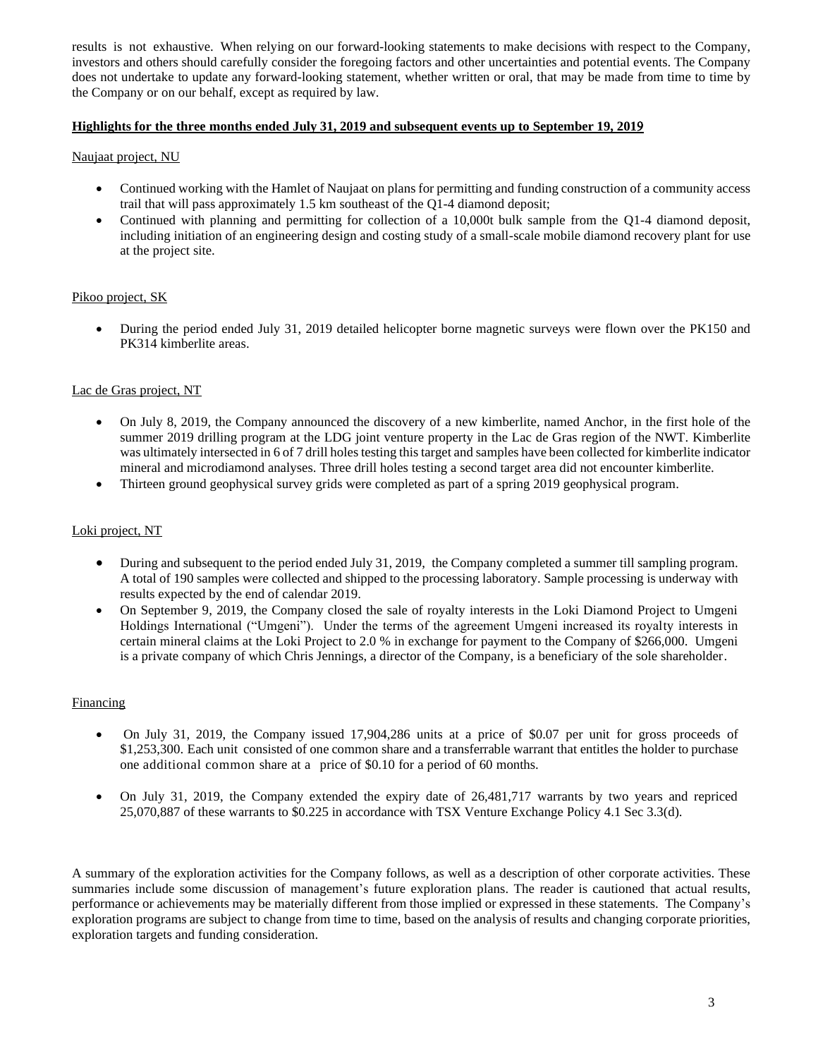results is not exhaustive. When relying on our forward-looking statements to make decisions with respect to the Company, investors and others should carefully consider the foregoing factors and other uncertainties and potential events. The Company does not undertake to update any forward-looking statement, whether written or oral, that may be made from time to time by the Company or on our behalf, except as required by law.

## Highlights for the three months ended July 31, 2019 and subsequent events up to September 19, 2019

### Naujaat project, NU

- Continued working with the Hamlet of Naujaat on plans for permitting and funding construction of a community access trail that will pass approximately 1.5 km southeast of the Q1-4 diamond deposit;
- Continued with planning and permitting for collection of a 10,000t bulk sample from the Q1-4 diamond deposit, including initiation of an engineering design and costing study of a small-scale mobile diamond recovery plant for use at the project site.

### Pikoo project, SK

- During the period ended July 31, 2019 detailed helicopter borne magnetic surveys were flown over the PK150 and PK314 kimberlite areas.

### Lac de Gras project, NT

- On July 8, 2019, the Company announced the discovery of a new kimberlite, named Anchor, in the first hole of the summer 2019 drilling program at the LDG joint venture property in the Lac de Gras region of the NWT. Kimberlite was ultimately intersected in 6 of 7 drill holes testing this target and samples have been collected for kimberlite indicator mineral and microdiamond analyses. Three drill holes testing a second target area did not encounter kimberlite.
- Thirteen ground geophysical survey grids were completed as part of a spring 2019 geophysical program.

### Loki project, NT

- During and subsequent to the period ended July 31, 2019, the Company completed a summer till sampling program. A total of 190 samples were collected and shipped to the processing laboratory. Sample processing is underway with results expected by the end of calendar 2019.
- On September 9, 2019, the Company closed the sale of royalty interests in the Loki Diamond Project to Umgeni Holdings International ("Umgeni"). Under the terms of the agreement Umgeni increased its royalty interests in certain mineral claims at the Loki Project to 2.0 % in exchange for payment to the Company of $266,000. Umgeni is a private company of which Chris Jennings, a director of the Company, is a beneficiary of the sole shareholder.

### Financing

- On July 31, 2019, the Company issued 17,904,286 units at a price of $0.07 per unit for gross proceeds of $1,253,300. Each unit consisted of one common share and a transferrable warrant that entitles the holder to purchase one additional common share at a price of $0.10 for a period of 60 months.
- On July 31, 2019, the Company extended the expiry date of 26,481,717 warrants by two years and repriced 25,070,887 of these warrants to $0.225 in accordance with TSX Venture Exchange Policy 4.1 Sec 3.3(d).

A summary of the exploration activities for the Company follows, as well as a description of other corporate activities. These summaries include some discussion of management's future exploration plans. The reader is cautioned that actual results, performance or achievements may be materially different from those implied or expressed in these statements. The Company's exploration programs are subject to change from time to time, based on the analysis of results and changing corporate priorities, exploration targets and funding consideration.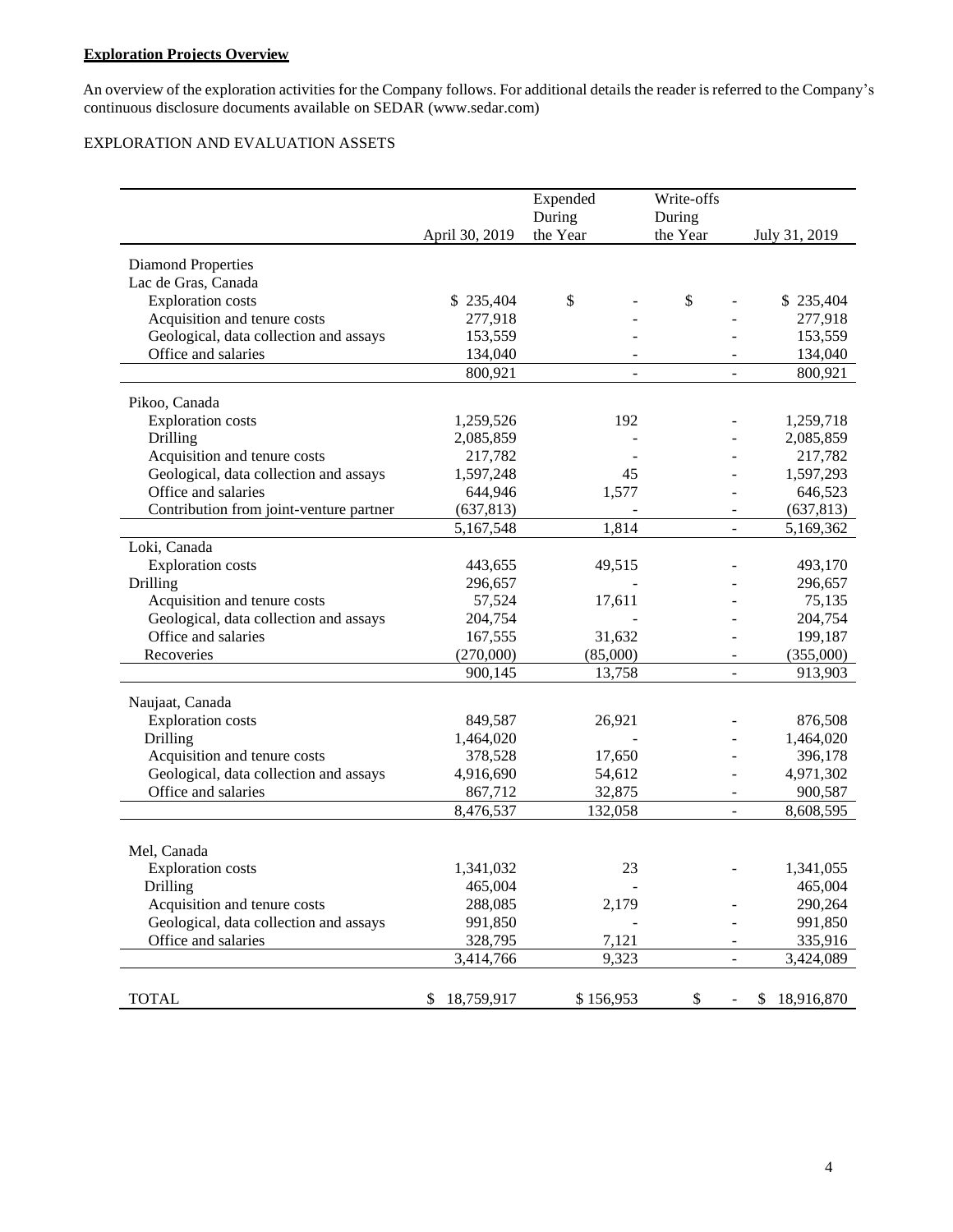**Exploration Projects Overview**

An overview of the exploration activities for the Company follows. For additional details the reader is referred to the Company's continuous disclosure documents available on SEDAR (www.sedar.com)

EXPLORATION AND EVALUATION ASSETS

| | April 30, 2019 | Expended During the Year | Write-offs During the Year | July 31, 2019 |
|---|---|---|---|---|
| Diamond Properties | | | | |
| Lac de Gras, Canada | | | | |
| Exploration costs | $ 235,404 | $ - | $ - | $ 235,404 |
| Acquisition and tenure costs | 277,918 | - | - | 277,918 |
| Geological, data collection and assays | 153,559 | - | - | 153,559 |
| Office and salaries | 134,040 | - | - | 134,040 |
| | 800,921 | - | - | 800,921 |
| Pikoo, Canada | | | | |
| Exploration costs | 1,259,526 | 192 | - | 1,259,718 |
| Drilling | 2,085,859 | - | - | 2,085,859 |
| Acquisition and tenure costs | 217,782 | - | - | 217,782 |
| Geological, data collection and assays | 1,597,248 | 45 | - | 1,597,293 |
| Office and salaries | 644,946 | 1,577 | - | 646,523 |
| Contribution from joint-venture partner | (637,813) | - | - | (637,813) |
| | 5,167,548 | 1,814 | - | 5,169,362 |
| Loki, Canada | | | | |
| Exploration costs | 443,655 | 49,515 | - | 493,170 |
| Drilling | 296,657 | - | - | 296,657 |
| Acquisition and tenure costs | 57,524 | 17,611 | - | 75,135 |
| Geological, data collection and assays | 204,754 | - | - | 204,754 |
| Office and salaries | 167,555 | 31,632 | - | 199,187 |
| Recoveries | (270,000) | (85,000) | - | (355,000) |
| | 900,145 | 13,758 | - | 913,903 |
| Naujaat, Canada | | | | |
| Exploration costs | 849,587 | 26,921 | - | 876,508 |
| Drilling | 1,464,020 | - | - | 1,464,020 |
| Acquisition and tenure costs | 378,528 | 17,650 | - | 396,178 |
| Geological, data collection and assays | 4,916,690 | 54,612 | - | 4,971,302 |
| Office and salaries | 867,712 | 32,875 | - | 900,587 |
| | 8,476,537 | 132,058 | - | 8,608,595 |
| Mel, Canada | | | | |
| Exploration costs | 1,341,032 | 23 | - | 1,341,055 |
| Drilling | 465,004 | - | - | 465,004 |
| Acquisition and tenure costs | 288,085 | 2,179 | - | 290,264 |
| Geological, data collection and assays | 991,850 | - | - | 991,850 |
| Office and salaries | 328,795 | 7,121 | - | 335,916 |
| | 3,414,766 | 9,323 | - | 3,424,089 |
| TOTAL | $ 18,759,917 | $ 156,953 | $ - | $ 18,916,870 |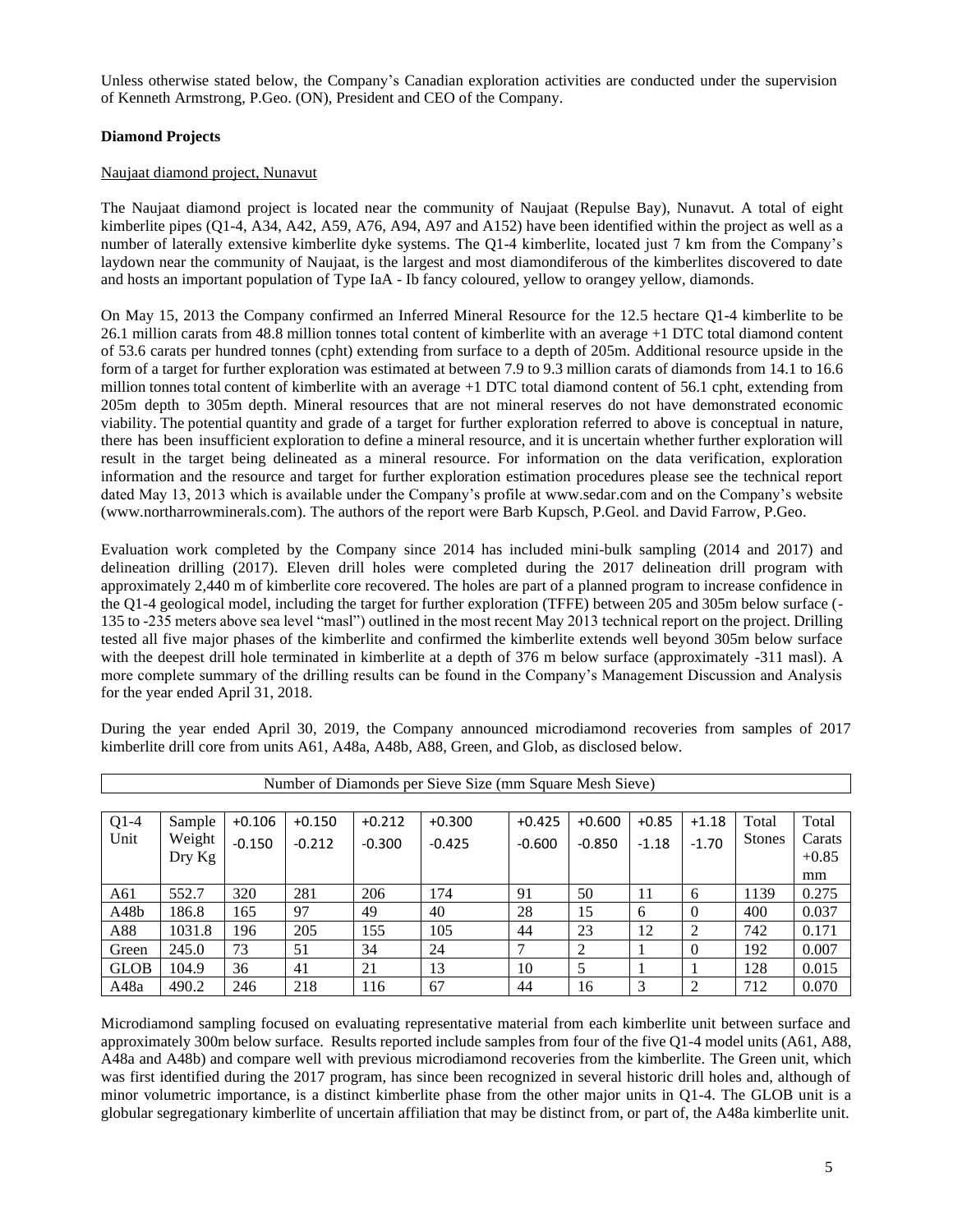Unless otherwise stated below, the Company's Canadian exploration activities are conducted under the supervision of Kenneth Armstrong, P.Geo. (ON), President and CEO of the Company.

**Diamond Projects**

Naujaat diamond project, Nunavut

The Naujaat diamond project is located near the community of Naujaat (Repulse Bay), Nunavut. A total of eight kimberlite pipes (Q1-4, A34, A42, A59, A76, A94, A97 and A152) have been identified within the project as well as a number of laterally extensive kimberlite dyke systems. The Q1-4 kimberlite, located just 7 km from the Company's laydown near the community of Naujaat, is the largest and most diamondiferous of the kimberlites discovered to date and hosts an important population of Type IaA - Ib fancy coloured, yellow to orangey yellow, diamonds.

On May 15, 2013 the Company confirmed an Inferred Mineral Resource for the 12.5 hectare Q1-4 kimberlite to be 26.1 million carats from 48.8 million tonnes total content of kimberlite with an average +1 DTC total diamond content of 53.6 carats per hundred tonnes (cpht) extending from surface to a depth of 205m. Additional resource upside in the form of a target for further exploration was estimated at between 7.9 to 9.3 million carats of diamonds from 14.1 to 16.6 million tonnes total content of kimberlite with an average +1 DTC total diamond content of 56.1 cpht, extending from 205m depth to 305m depth. Mineral resources that are not mineral reserves do not have demonstrated economic viability. The potential quantity and grade of a target for further exploration referred to above is conceptual in nature, there has been insufficient exploration to define a mineral resource, and it is uncertain whether further exploration will result in the target being delineated as a mineral resource. For information on the data verification, exploration information and the resource and target for further exploration estimation procedures please see the technical report dated May 13, 2013 which is available under the Company's profile at www.sedar.com and on the Company's website (www.northarrowminerals.com). The authors of the report were Barb Kupsch, P.Geol. and David Farrow, P.Geo.

Evaluation work completed by the Company since 2014 has included mini-bulk sampling (2014 and 2017) and delineation drilling (2017). Eleven drill holes were completed during the 2017 delineation drill program with approximately 2,440 m of kimberlite core recovered. The holes are part of a planned program to increase confidence in the Q1-4 geological model, including the target for further exploration (TFFE) between 205 and 305m below surface (-135 to -235 meters above sea level "masl") outlined in the most recent May 2013 technical report on the project. Drilling tested all five major phases of the kimberlite and confirmed the kimberlite extends well beyond 305m below surface with the deepest drill hole terminated in kimberlite at a depth of 376 m below surface (approximately -311 masl). A more complete summary of the drilling results can be found in the Company's Management Discussion and Analysis for the year ended April 31, 2018.

During the year ended April 30, 2019, the Company announced microdiamond recoveries from samples of 2017 kimberlite drill core from units A61, A48a, A48b, A88, Green, and Glob, as disclosed below.

| Number of Diamonds per Sieve Size (mm Square Mesh Sieve) | | | | | | | | | | | |
|---|---|---|---|---|---|---|---|---|---|---|---|
| Q1-4 Unit | Sample Weight Dry Kg | +0.106 -0.150 | +0.150 -0.212 | +0.212 -0.300 | +0.300 -0.425 | +0.425 -0.600 | +0.600 -0.850 | +0.85 -1.18 | +1.18 -1.70 | Total Stones | Total Carats +0.85 mm |
| A61 | 552.7 | 320 | 281 | 206 | 174 | 91 | 50 | 11 | 6 | 1139 | 0.275 |
| A48b | 186.8 | 165 | 97 | 49 | 40 | 28 | 15 | 6 | 0 | 400 | 0.037 |
| A88 | 1031.8 | 196 | 205 | 155 | 105 | 44 | 23 | 12 | 2 | 742 | 0.171 |
| Green | 245.0 | 73 | 51 | 34 | 24 | 7 | 2 | 1 | 0 | 192 | 0.007 |
| GLOB | 104.9 | 36 | 41 | 21 | 13 | 10 | 5 | 1 | 1 | 128 | 0.015 |
| A48a | 490.2 | 246 | 218 | 116 | 67 | 44 | 16 | 3 | 2 | 712 | 0.070 |

Microdiamond sampling focused on evaluating representative material from each kimberlite unit between surface and approximately 300m below surface. Results reported include samples from four of the five Q1-4 model units (A61, A88, A48a and A48b) and compare well with previous microdiamond recoveries from the kimberlite. The Green unit, which was first identified during the 2017 program, has since been recognized in several historic drill holes and, although of minor volumetric importance, is a distinct kimberlite phase from the other major units in Q1-4. The GLOB unit is a globular segregationary kimberlite of uncertain affiliation that may be distinct from, or part of, the A48a kimberlite unit.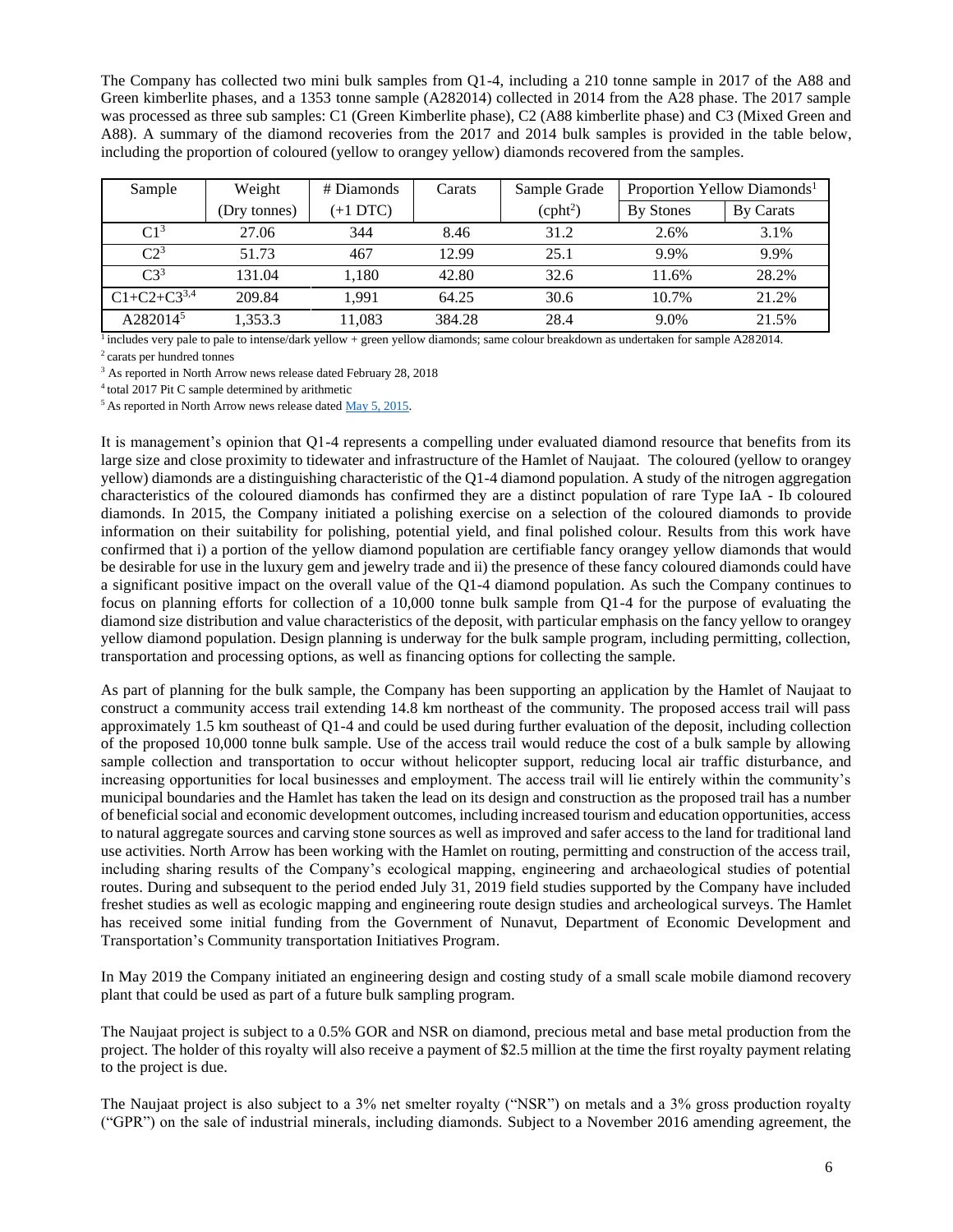The Company has collected two mini bulk samples from Q1-4, including a 210 tonne sample in 2017 of the A88 and Green kimberlite phases, and a 1353 tonne sample (A282014) collected in 2014 from the A28 phase. The 2017 sample was processed as three sub samples: C1 (Green Kimberlite phase), C2 (A88 kimberlite phase) and C3 (Mixed Green and A88). A summary of the diamond recoveries from the 2017 and 2014 bulk samples is provided in the table below, including the proportion of coloured (yellow to orangey yellow) diamonds recovered from the samples.

| Sample | Weight | # Diamonds | Carats | Sample Grade | Proportion Yellow Diamonds[1] | |
|---|---|---|---|---|---|---|
| | (Dry tonnes) | (+1 DTC) | | (cpht[2]) | By Stones | By Carats |
| C1[3] | 27.06 | 344 | 8.46 | 31.2 | 2.6% | 3.1% |
| C2[3] | 51.73 | 467 | 12.99 | 25.1 | 9.9% | 9.9% |
| C3[3] | 131.04 | 1,180 | 42.80 | 32.6 | 11.6% | 28.2% |
| C1+C2+C3[3,4] | 209.84 | 1,991 | 64.25 | 30.6 | 10.7% | 21.2% |
| A282014[5] | 1,353.3 | 11,083 | 384.28 | 28.4 | 9.0% | 21.5% |

[1] includes very pale to pale to intense/dark yellow + green yellow diamonds; same colour breakdown as undertaken for sample A282014.

[2] carats per hundred tonnes

[3] As reported in North Arrow news release dated February 28, 2018

[4] total 2017 Pit C sample determined by arithmetic

[5] As reported in North Arrow news release dated May 5, 2015.

It is management's opinion that Q1-4 represents a compelling under evaluated diamond resource that benefits from its large size and close proximity to tidewater and infrastructure of the Hamlet of Naujaat. The coloured (yellow to orangey yellow) diamonds are a distinguishing characteristic of the Q1-4 diamond population. A study of the nitrogen aggregation characteristics of the coloured diamonds has confirmed they are a distinct population of rare Type IaA - Ib coloured diamonds. In 2015, the Company initiated a polishing exercise on a selection of the coloured diamonds to provide information on their suitability for polishing, potential yield, and final polished colour. Results from this work have confirmed that i) a portion of the yellow diamond population are certifiable fancy orangey yellow diamonds that would be desirable for use in the luxury gem and jewelry trade and ii) the presence of these fancy coloured diamonds could have a significant positive impact on the overall value of the Q1-4 diamond population. As such the Company continues to focus on planning efforts for collection of a 10,000 tonne bulk sample from Q1-4 for the purpose of evaluating the diamond size distribution and value characteristics of the deposit, with particular emphasis on the fancy yellow to orangey yellow diamond population. Design planning is underway for the bulk sample program, including permitting, collection, transportation and processing options, as well as financing options for collecting the sample.

As part of planning for the bulk sample, the Company has been supporting an application by the Hamlet of Naujaat to construct a community access trail extending 14.8 km northeast of the community. The proposed access trail will pass approximately 1.5 km southeast of Q1-4 and could be used during further evaluation of the deposit, including collection of the proposed 10,000 tonne bulk sample. Use of the access trail would reduce the cost of a bulk sample by allowing sample collection and transportation to occur without helicopter support, reducing local air traffic disturbance, and increasing opportunities for local businesses and employment. The access trail will lie entirely within the community's municipal boundaries and the Hamlet has taken the lead on its design and construction as the proposed trail has a number of beneficial social and economic development outcomes, including increased tourism and education opportunities, access to natural aggregate sources and carving stone sources as well as improved and safer access to the land for traditional land use activities. North Arrow has been working with the Hamlet on routing, permitting and construction of the access trail, including sharing results of the Company's ecological mapping, engineering and archaeological studies of potential routes. During and subsequent to the period ended July 31, 2019 field studies supported by the Company have included freshet studies as well as ecologic mapping and engineering route design studies and archeological surveys. The Hamlet has received some initial funding from the Government of Nunavut, Department of Economic Development and Transportation's Community transportation Initiatives Program.

In May 2019 the Company initiated an engineering design and costing study of a small scale mobile diamond recovery plant that could be used as part of a future bulk sampling program.

The Naujaat project is subject to a 0.5% GOR and NSR on diamond, precious metal and base metal production from the project. The holder of this royalty will also receive a payment of $2.5 million at the time the first royalty payment relating to the project is due.

The Naujaat project is also subject to a 3% net smelter royalty ("NSR") on metals and a 3% gross production royalty ("GPR") on the sale of industrial minerals, including diamonds. Subject to a November 2016 amending agreement, the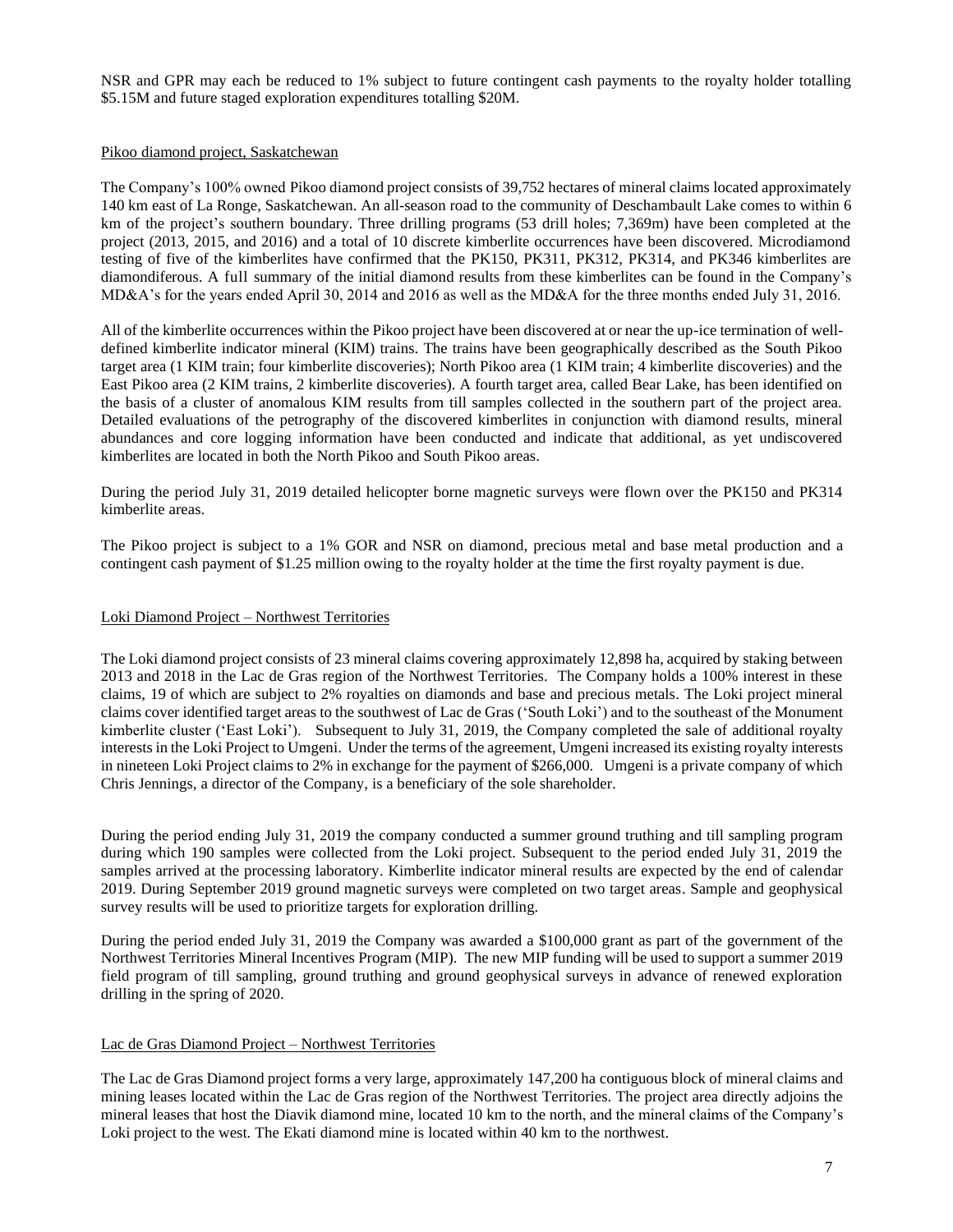NSR and GPR may each be reduced to 1% subject to future contingent cash payments to the royalty holder totalling $5.15M and future staged exploration expenditures totalling $20M.

## Pikoo diamond project, Saskatchewan

The Company's 100% owned Pikoo diamond project consists of 39,752 hectares of mineral claims located approximately 140 km east of La Ronge, Saskatchewan. An all-season road to the community of Deschambault Lake comes to within 6 km of the project's southern boundary. Three drilling programs (53 drill holes; 7,369m) have been completed at the project (2013, 2015, and 2016) and a total of 10 discrete kimberlite occurrences have been discovered. Microdiamond testing of five of the kimberlites have confirmed that the PK150, PK311, PK312, PK314, and PK346 kimberlites are diamondiferous. A full summary of the initial diamond results from these kimberlites can be found in the Company's MD&A's for the years ended April 30, 2014 and 2016 as well as the MD&A for the three months ended July 31, 2016.

All of the kimberlite occurrences within the Pikoo project have been discovered at or near the up-ice termination of well-defined kimberlite indicator mineral (KIM) trains. The trains have been geographically described as the South Pikoo target area (1 KIM train; four kimberlite discoveries); North Pikoo area (1 KIM train; 4 kimberlite discoveries) and the East Pikoo area (2 KIM trains, 2 kimberlite discoveries). A fourth target area, called Bear Lake, has been identified on the basis of a cluster of anomalous KIM results from till samples collected in the southern part of the project area. Detailed evaluations of the petrography of the discovered kimberlites in conjunction with diamond results, mineral abundances and core logging information have been conducted and indicate that additional, as yet undiscovered kimberlites are located in both the North Pikoo and South Pikoo areas.

During the period July 31, 2019 detailed helicopter borne magnetic surveys were flown over the PK150 and PK314 kimberlite areas.

The Pikoo project is subject to a 1% GOR and NSR on diamond, precious metal and base metal production and a contingent cash payment of $1.25 million owing to the royalty holder at the time the first royalty payment is due.

## Loki Diamond Project – Northwest Territories

The Loki diamond project consists of 23 mineral claims covering approximately 12,898 ha, acquired by staking between 2013 and 2018 in the Lac de Gras region of the Northwest Territories. The Company holds a 100% interest in these claims, 19 of which are subject to 2% royalties on diamonds and base and precious metals. The Loki project mineral claims cover identified target areas to the southwest of Lac de Gras ('South Loki') and to the southeast of the Monument kimberlite cluster ('East Loki'). Subsequent to July 31, 2019, the Company completed the sale of additional royalty interests in the Loki Project to Umgeni. Under the terms of the agreement, Umgeni increased its existing royalty interests in nineteen Loki Project claims to 2% in exchange for the payment of $266,000. Umgeni is a private company of which Chris Jennings, a director of the Company, is a beneficiary of the sole shareholder.

During the period ending July 31, 2019 the company conducted a summer ground truthing and till sampling program during which 190 samples were collected from the Loki project. Subsequent to the period ended July 31, 2019 the samples arrived at the processing laboratory. Kimberlite indicator mineral results are expected by the end of calendar 2019. During September 2019 ground magnetic surveys were completed on two target areas. Sample and geophysical survey results will be used to prioritize targets for exploration drilling.

During the period ended July 31, 2019 the Company was awarded a $100,000 grant as part of the government of the Northwest Territories Mineral Incentives Program (MIP). The new MIP funding will be used to support a summer 2019 field program of till sampling, ground truthing and ground geophysical surveys in advance of renewed exploration drilling in the spring of 2020.

## Lac de Gras Diamond Project – Northwest Territories

The Lac de Gras Diamond project forms a very large, approximately 147,200 ha contiguous block of mineral claims and mining leases located within the Lac de Gras region of the Northwest Territories. The project area directly adjoins the mineral leases that host the Diavik diamond mine, located 10 km to the north, and the mineral claims of the Company's Loki project to the west. The Ekati diamond mine is located within 40 km to the northwest.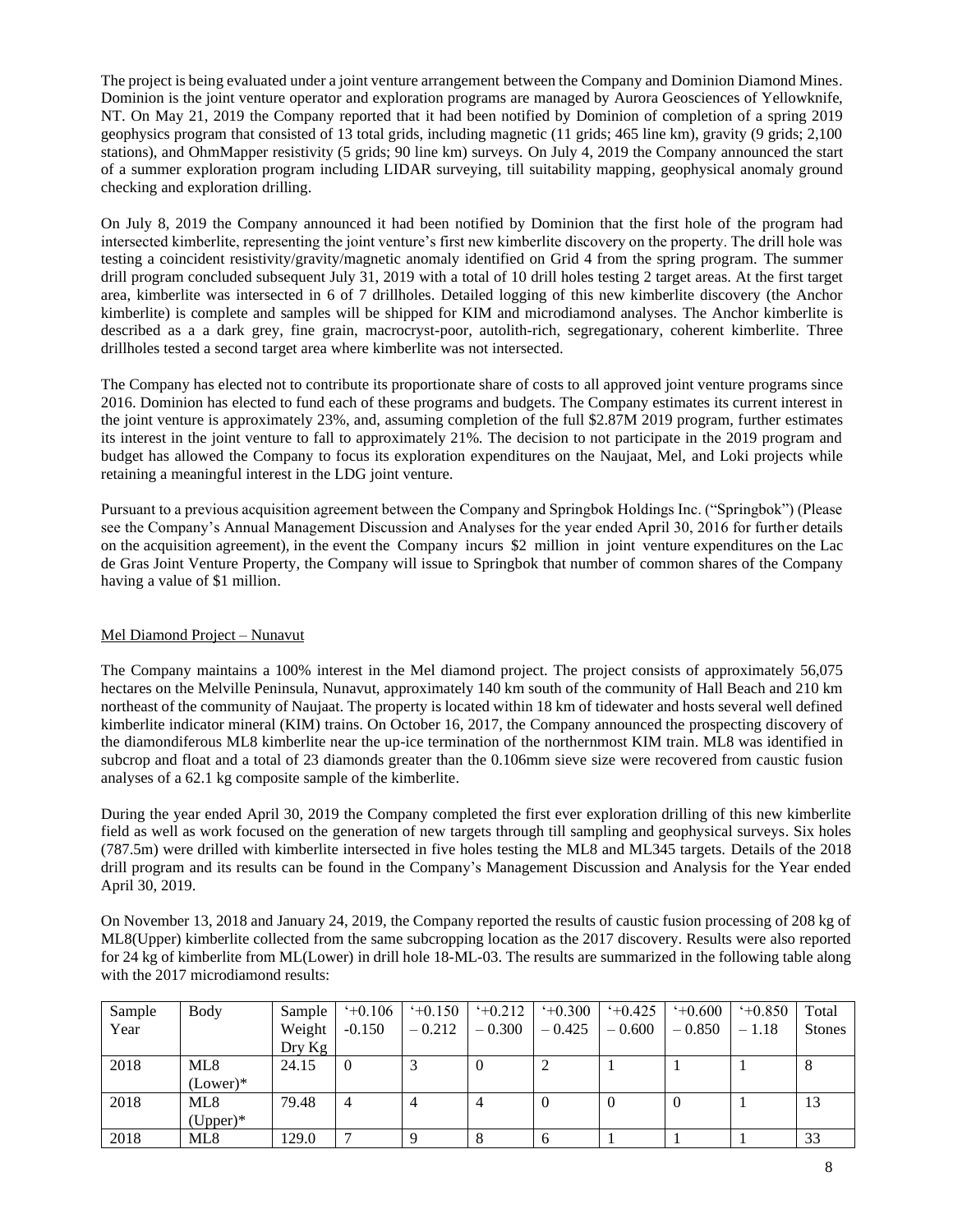The project is being evaluated under a joint venture arrangement between the Company and Dominion Diamond Mines. Dominion is the joint venture operator and exploration programs are managed by Aurora Geosciences of Yellowknife, NT. On May 21, 2019 the Company reported that it had been notified by Dominion of completion of a spring 2019 geophysics program that consisted of 13 total grids, including magnetic (11 grids; 465 line km), gravity (9 grids; 2,100 stations), and OhmMapper resistivity (5 grids; 90 line km) surveys. On July 4, 2019 the Company announced the start of a summer exploration program including LIDAR surveying, till suitability mapping, geophysical anomaly ground checking and exploration drilling.

On July 8, 2019 the Company announced it had been notified by Dominion that the first hole of the program had intersected kimberlite, representing the joint venture's first new kimberlite discovery on the property. The drill hole was testing a coincident resistivity/gravity/magnetic anomaly identified on Grid 4 from the spring program. The summer drill program concluded subsequent July 31, 2019 with a total of 10 drill holes testing 2 target areas. At the first target area, kimberlite was intersected in 6 of 7 drillholes. Detailed logging of this new kimberlite discovery (the Anchor kimberlite) is complete and samples will be shipped for KIM and microdiamond analyses. The Anchor kimberlite is described as a a dark grey, fine grain, macrocryst-poor, autolith-rich, segregationary, coherent kimberlite. Three drillholes tested a second target area where kimberlite was not intersected.

The Company has elected not to contribute its proportionate share of costs to all approved joint venture programs since 2016. Dominion has elected to fund each of these programs and budgets. The Company estimates its current interest in the joint venture is approximately 23%, and, assuming completion of the full $2.87M 2019 program, further estimates its interest in the joint venture to fall to approximately 21%. The decision to not participate in the 2019 program and budget has allowed the Company to focus its exploration expenditures on the Naujaat, Mel, and Loki projects while retaining a meaningful interest in the LDG joint venture.

Pursuant to a previous acquisition agreement between the Company and Springbok Holdings Inc. ("Springbok") (Please see the Company's Annual Management Discussion and Analyses for the year ended April 30, 2016 for further details on the acquisition agreement), in the event the Company incurs $2 million in joint venture expenditures on the Lac de Gras Joint Venture Property, the Company will issue to Springbok that number of common shares of the Company having a value of $1 million.

## Mel Diamond Project – Nunavut

The Company maintains a 100% interest in the Mel diamond project. The project consists of approximately 56,075 hectares on the Melville Peninsula, Nunavut, approximately 140 km south of the community of Hall Beach and 210 km northeast of the community of Naujaat. The property is located within 18 km of tidewater and hosts several well defined kimberlite indicator mineral (KIM) trains. On October 16, 2017, the Company announced the prospecting discovery of the diamondiferous ML8 kimberlite near the up-ice termination of the northernmost KIM train. ML8 was identified in subcrop and float and a total of 23 diamonds greater than the 0.106mm sieve size were recovered from caustic fusion analyses of a 62.1 kg composite sample of the kimberlite.

During the year ended April 30, 2019 the Company completed the first ever exploration drilling of this new kimberlite field as well as work focused on the generation of new targets through till sampling and geophysical surveys. Six holes (787.5m) were drilled with kimberlite intersected in five holes testing the ML8 and ML345 targets. Details of the 2018 drill program and its results can be found in the Company's Management Discussion and Analysis for the Year ended April 30, 2019.

On November 13, 2018 and January 24, 2019, the Company reported the results of caustic fusion processing of 208 kg of ML8(Upper) kimberlite collected from the same subcropping location as the 2017 discovery. Results were also reported for 24 kg of kimberlite from ML(Lower) in drill hole 18-ML-03. The results are summarized in the following table along with the 2017 microdiamond results:

| Sample Year | Body | Sample Weight Dry Kg | '+0.106 -0.150 | '+0.150 – 0.212 | '+0.212 – 0.300 | '+0.300 – 0.425 | '+0.425 – 0.600 | '+0.600 – 0.850 | '+0.850 – 1.18 | Total Stones |
|---|---|---|---|---|---|---|---|---|---|---|
| 2018 | ML8 (Lower)* | 24.15 | 0 | 3 | 0 | 2 | 1 | 1 | 1 | 8 |
| 2018 | ML8 (Upper)* | 79.48 | 4 | 4 | 4 | 0 | 0 | 0 | 1 | 13 |
| 2018 | ML8 | 129.0 | 7 | 9 | 8 | 6 | 1 | 1 | 1 | 33 |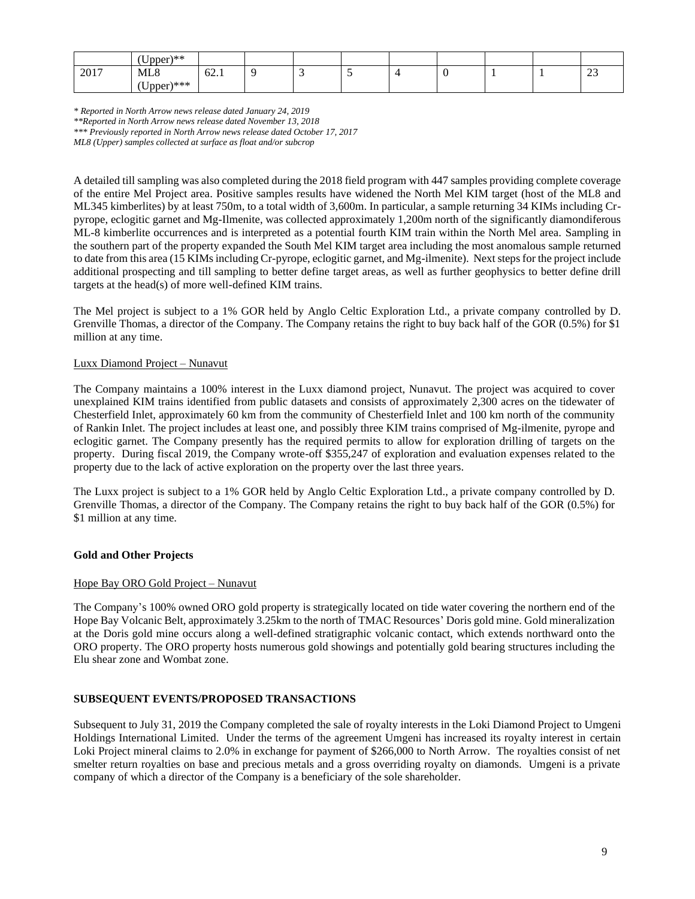|  | (Upper)** |  |  |  |  |  |  |  |  |  |
|---|---|---|---|---|---|---|---|---|---|---|
| 2017 | ML8 (Upper)*** | 62.1 | 9 | 3 | 5 | 4 | 0 | 1 | 1 | 23 |

*\* Reported in North Arrow news release dated January 24, 2019*
*\*\*Reported in North Arrow news release dated November 13, 2018*
*\*\*\* Previously reported in North Arrow news release dated October 17, 2017*
*ML8 (Upper) samples collected at surface as float and/or subcrop*

A detailed till sampling was also completed during the 2018 field program with 447 samples providing complete coverage of the entire Mel Project area. Positive samples results have widened the North Mel KIM target (host of the ML8 and ML345 kimberlites) by at least 750m, to a total width of 3,600m. In particular, a sample returning 34 KIMs including Cr-pyrope, eclogitic garnet and Mg-Ilmenite, was collected approximately 1,200m north of the significantly diamondiferous ML-8 kimberlite occurrences and is interpreted as a potential fourth KIM train within the North Mel area. Sampling in the southern part of the property expanded the South Mel KIM target area including the most anomalous sample returned to date from this area (15 KIMs including Cr-pyrope, eclogitic garnet, and Mg-ilmenite). Next steps for the project include additional prospecting and till sampling to better define target areas, as well as further geophysics to better define drill targets at the head(s) of more well-defined KIM trains.

The Mel project is subject to a 1% GOR held by Anglo Celtic Exploration Ltd., a private company controlled by D. Grenville Thomas, a director of the Company. The Company retains the right to buy back half of the GOR (0.5%) for $1 million at any time.

Luxx Diamond Project – Nunavut

The Company maintains a 100% interest in the Luxx diamond project, Nunavut. The project was acquired to cover unexplained KIM trains identified from public datasets and consists of approximately 2,300 acres on the tidewater of Chesterfield Inlet, approximately 60 km from the community of Chesterfield Inlet and 100 km north of the community of Rankin Inlet. The project includes at least one, and possibly three KIM trains comprised of Mg-ilmenite, pyrope and eclogitic garnet. The Company presently has the required permits to allow for exploration drilling of targets on the property. During fiscal 2019, the Company wrote-off $355,247 of exploration and evaluation expenses related to the property due to the lack of active exploration on the property over the last three years.

The Luxx project is subject to a 1% GOR held by Anglo Celtic Exploration Ltd., a private company controlled by D. Grenville Thomas, a director of the Company. The Company retains the right to buy back half of the GOR (0.5%) for $1 million at any time.

**Gold and Other Projects**

Hope Bay ORO Gold Project – Nunavut

The Company's 100% owned ORO gold property is strategically located on tide water covering the northern end of the Hope Bay Volcanic Belt, approximately 3.25km to the north of TMAC Resources' Doris gold mine. Gold mineralization at the Doris gold mine occurs along a well-defined stratigraphic volcanic contact, which extends northward onto the ORO property. The ORO property hosts numerous gold showings and potentially gold bearing structures including the Elu shear zone and Wombat zone.

**SUBSEQUENT EVENTS/PROPOSED TRANSACTIONS**

Subsequent to July 31, 2019 the Company completed the sale of royalty interests in the Loki Diamond Project to Umgeni Holdings International Limited. Under the terms of the agreement Umgeni has increased its royalty interest in certain Loki Project mineral claims to 2.0% in exchange for payment of $266,000 to North Arrow. The royalties consist of net smelter return royalties on base and precious metals and a gross overriding royalty on diamonds. Umgeni is a private company of which a director of the Company is a beneficiary of the sole shareholder.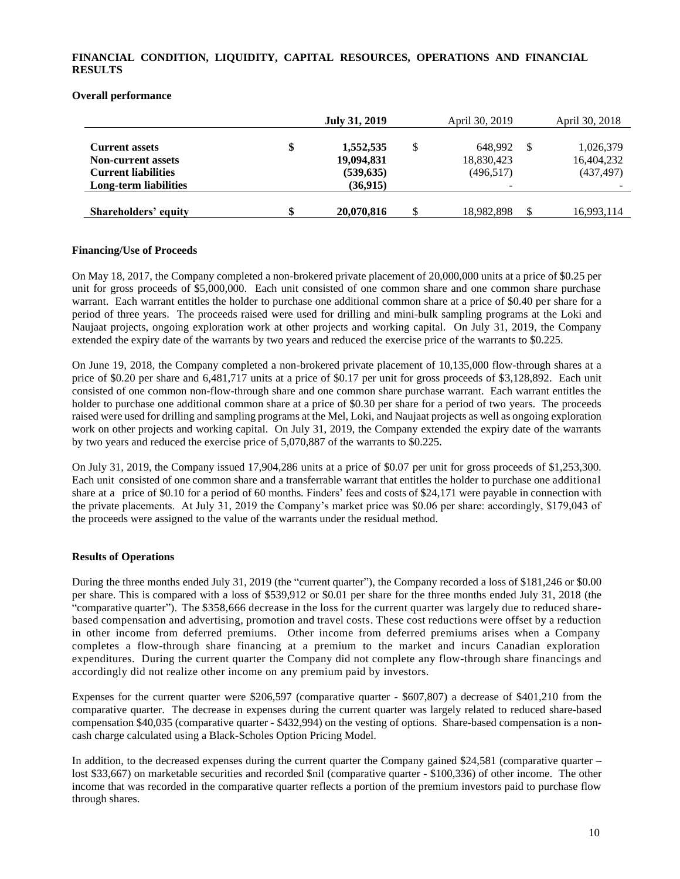## FINANCIAL CONDITION, LIQUIDITY, CAPITAL RESOURCES, OPERATIONS AND FINANCIAL RESULTS

### Overall performance

| | **July 31, 2019** | April 30, 2019 | April 30, 2018 |
|---|---|---|---|
| **Current assets** | **$ 1,552,535** | $ 648,992 | $ 1,026,379 |
| **Non-current assets** | **19,094,831** | 18,830,423 | 16,404,232 |
| **Current liabilities** | **(539,635)** | (496,517) | (437,497) |
| **Long-term liabilities** | **(36,915)** | - | - |
| **Shareholders' equity** | **$ 20,070,816** | $ 18,982,898 | $ 16,993,114 |

### Financing/Use of Proceeds

On May 18, 2017, the Company completed a non-brokered private placement of 20,000,000 units at a price of $0.25 per unit for gross proceeds of $5,000,000. Each unit consisted of one common share and one common share purchase warrant. Each warrant entitles the holder to purchase one additional common share at a price of $0.40 per share for a period of three years. The proceeds raised were used for drilling and mini-bulk sampling programs at the Loki and Naujaat projects, ongoing exploration work at other projects and working capital. On July 31, 2019, the Company extended the expiry date of the warrants by two years and reduced the exercise price of the warrants to $0.225.

On June 19, 2018, the Company completed a non-brokered private placement of 10,135,000 flow-through shares at a price of $0.20 per share and 6,481,717 units at a price of $0.17 per unit for gross proceeds of $3,128,892. Each unit consisted of one common non-flow-through share and one common share purchase warrant. Each warrant entitles the holder to purchase one additional common share at a price of $0.30 per share for a period of two years. The proceeds raised were used for drilling and sampling programs at the Mel, Loki, and Naujaat projects as well as ongoing exploration work on other projects and working capital. On July 31, 2019, the Company extended the expiry date of the warrants by two years and reduced the exercise price of 5,070,887 of the warrants to $0.225.

On July 31, 2019, the Company issued 17,904,286 units at a price of $0.07 per unit for gross proceeds of $1,253,300. Each unit consisted of one common share and a transferrable warrant that entitles the holder to purchase one additional share at a price of $0.10 for a period of 60 months. Finders' fees and costs of $24,171 were payable in connection with the private placements. At July 31, 2019 the Company's market price was $0.06 per share: accordingly, $179,043 of the proceeds were assigned to the value of the warrants under the residual method.

### Results of Operations

During the three months ended July 31, 2019 (the "current quarter"), the Company recorded a loss of $181,246 or $0.00 per share. This is compared with a loss of $539,912 or $0.01 per share for the three months ended July 31, 2018 (the "comparative quarter"). The $358,666 decrease in the loss for the current quarter was largely due to reduced share-based compensation and advertising, promotion and travel costs. These cost reductions were offset by a reduction in other income from deferred premiums. Other income from deferred premiums arises when a Company completes a flow-through share financing at a premium to the market and incurs Canadian exploration expenditures. During the current quarter the Company did not complete any flow-through share financings and accordingly did not realize other income on any premium paid by investors.

Expenses for the current quarter were $206,597 (comparative quarter - $607,807) a decrease of $401,210 from the comparative quarter. The decrease in expenses during the current quarter was largely related to reduced share-based compensation $40,035 (comparative quarter - $432,994) on the vesting of options. Share-based compensation is a non-cash charge calculated using a Black-Scholes Option Pricing Model.

In addition, to the decreased expenses during the current quarter the Company gained $24,581 (comparative quarter – lost $33,667) on marketable securities and recorded $nil (comparative quarter - $100,336) of other income. The other income that was recorded in the comparative quarter reflects a portion of the premium investors paid to purchase flow through shares.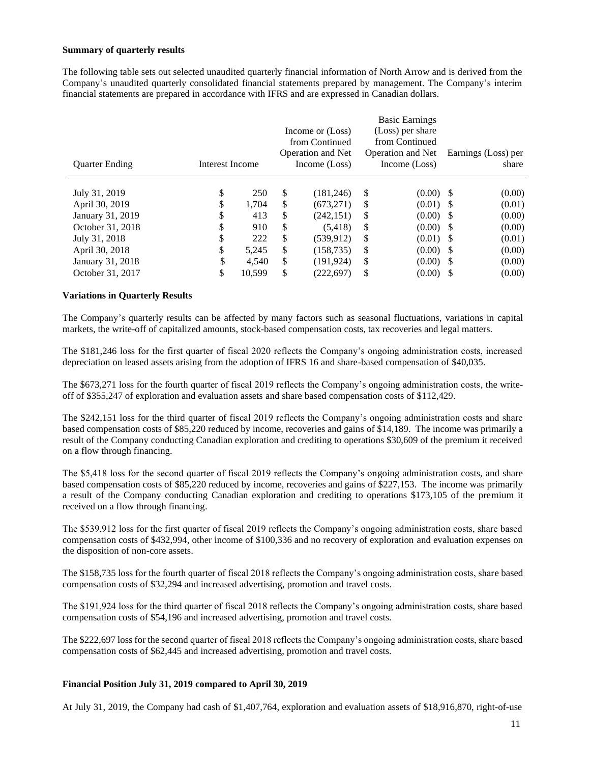**Summary of quarterly results**

The following table sets out selected unaudited quarterly financial information of North Arrow and is derived from the Company's unaudited quarterly consolidated financial statements prepared by management. The Company's interim financial statements are prepared in accordance with IFRS and are expressed in Canadian dollars.

| Quarter Ending | Interest Income | Income or (Loss) from Continued Operation and Net Income (Loss) | Basic Earnings (Loss) per share from Continued Operation and Net Income (Loss) | Earnings (Loss) per share |
|---|---|---|---|---|
| July 31, 2019 | $ 250 | $ (181,246) | $ (0.00) | $ (0.00) |
| April 30, 2019 | $ 1,704 | $ (673,271) | $ (0.01) | $ (0.01) |
| January 31, 2019 | $ 413 | $ (242,151) | $ (0.00) | $ (0.00) |
| October 31, 2018 | $ 910 | $ (5,418) | $ (0.00) | $ (0.00) |
| July 31, 2018 | $ 222 | $ (539,912) | $ (0.01) | $ (0.01) |
| April 30, 2018 | $ 5,245 | $ (158,735) | $ (0.00) | $ (0.00) |
| January 31, 2018 | $ 4,540 | $ (191,924) | $ (0.00) | $ (0.00) |
| October 31, 2017 | $ 10,599 | $ (222,697) | $ (0.00) | $ (0.00) |

**Variations in Quarterly Results**

The Company's quarterly results can be affected by many factors such as seasonal fluctuations, variations in capital markets, the write-off of capitalized amounts, stock-based compensation costs, tax recoveries and legal matters.

The $181,246 loss for the first quarter of fiscal 2020 reflects the Company's ongoing administration costs, increased depreciation on leased assets arising from the adoption of IFRS 16 and share-based compensation of $40,035.

The $673,271 loss for the fourth quarter of fiscal 2019 reflects the Company's ongoing administration costs, the write-off of $355,247 of exploration and evaluation assets and share based compensation costs of $112,429.

The $242,151 loss for the third quarter of fiscal 2019 reflects the Company's ongoing administration costs and share based compensation costs of $85,220 reduced by income, recoveries and gains of $14,189. The income was primarily a result of the Company conducting Canadian exploration and crediting to operations $30,609 of the premium it received on a flow through financing.

The $5,418 loss for the second quarter of fiscal 2019 reflects the Company's ongoing administration costs, and share based compensation costs of $85,220 reduced by income, recoveries and gains of $227,153. The income was primarily a result of the Company conducting Canadian exploration and crediting to operations $173,105 of the premium it received on a flow through financing.

The $539,912 loss for the first quarter of fiscal 2019 reflects the Company's ongoing administration costs, share based compensation costs of $432,994, other income of $100,336 and no recovery of exploration and evaluation expenses on the disposition of non-core assets.

The $158,735 loss for the fourth quarter of fiscal 2018 reflects the Company's ongoing administration costs, share based compensation costs of $32,294 and increased advertising, promotion and travel costs.

The $191,924 loss for the third quarter of fiscal 2018 reflects the Company's ongoing administration costs, share based compensation costs of $54,196 and increased advertising, promotion and travel costs.

The $222,697 loss for the second quarter of fiscal 2018 reflects the Company's ongoing administration costs, share based compensation costs of $62,445 and increased advertising, promotion and travel costs.

**Financial Position July 31, 2019 compared to April 30, 2019**

At July 31, 2019, the Company had cash of $1,407,764, exploration and evaluation assets of $18,916,870, right-of-use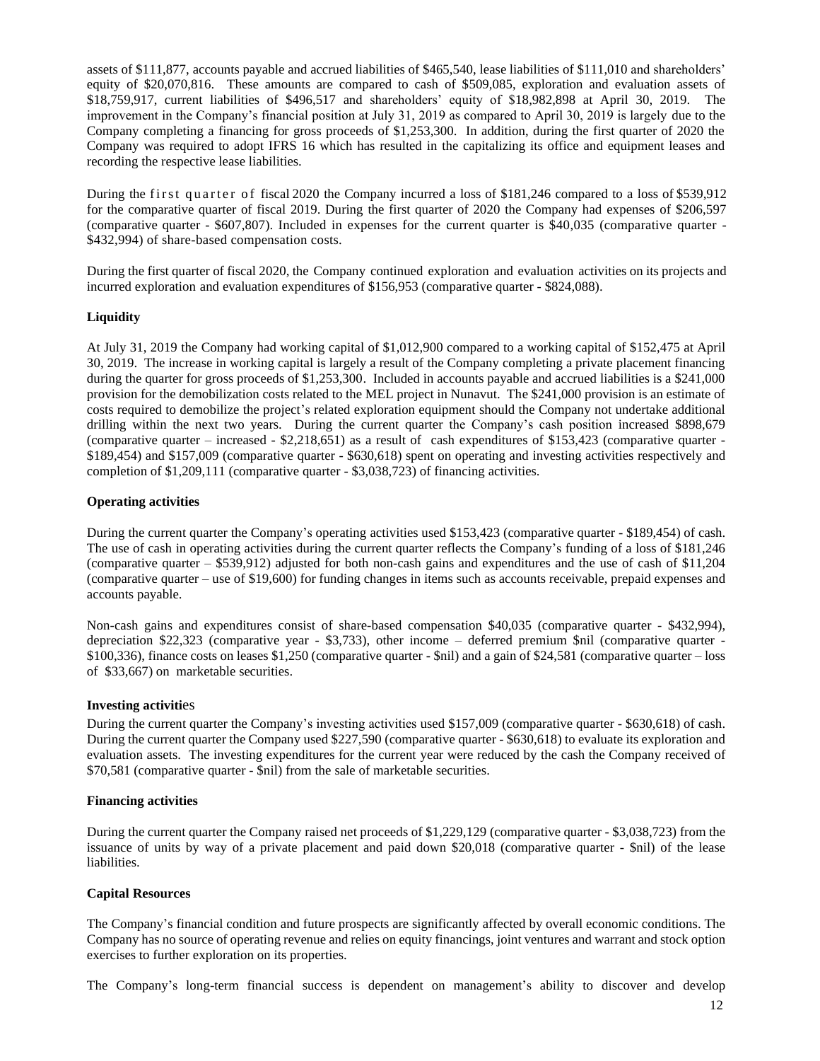assets of $111,877, accounts payable and accrued liabilities of $465,540, lease liabilities of $111,010 and shareholders' equity of $20,070,816. These amounts are compared to cash of $509,085, exploration and evaluation assets of $18,759,917, current liabilities of $496,517 and shareholders' equity of $18,982,898 at April 30, 2019. The improvement in the Company's financial position at July 31, 2019 as compared to April 30, 2019 is largely due to the Company completing a financing for gross proceeds of $1,253,300. In addition, during the first quarter of 2020 the Company was required to adopt IFRS 16 which has resulted in the capitalizing its office and equipment leases and recording the respective lease liabilities.

During the first quarter of fiscal 2020 the Company incurred a loss of $181,246 compared to a loss of $539,912 for the comparative quarter of fiscal 2019. During the first quarter of 2020 the Company had expenses of $206,597 (comparative quarter - $607,807). Included in expenses for the current quarter is $40,035 (comparative quarter - $432,994) of share-based compensation costs.

During the first quarter of fiscal 2020, the Company continued exploration and evaluation activities on its projects and incurred exploration and evaluation expenditures of $156,953 (comparative quarter - $824,088).

**Liquidity**

At July 31, 2019 the Company had working capital of $1,012,900 compared to a working capital of $152,475 at April 30, 2019. The increase in working capital is largely a result of the Company completing a private placement financing during the quarter for gross proceeds of $1,253,300. Included in accounts payable and accrued liabilities is a $241,000 provision for the demobilization costs related to the MEL project in Nunavut. The $241,000 provision is an estimate of costs required to demobilize the project's related exploration equipment should the Company not undertake additional drilling within the next two years. During the current quarter the Company's cash position increased $898,679 (comparative quarter – increased - $2,218,651) as a result of cash expenditures of $153,423 (comparative quarter - $189,454) and $157,009 (comparative quarter - $630,618) spent on operating and investing activities respectively and completion of $1,209,111 (comparative quarter - $3,038,723) of financing activities.

**Operating activities**

During the current quarter the Company's operating activities used $153,423 (comparative quarter - $189,454) of cash. The use of cash in operating activities during the current quarter reflects the Company's funding of a loss of $181,246 (comparative quarter – $539,912) adjusted for both non-cash gains and expenditures and the use of cash of $11,204 (comparative quarter – use of $19,600) for funding changes in items such as accounts receivable, prepaid expenses and accounts payable.

Non-cash gains and expenditures consist of share-based compensation $40,035 (comparative quarter - $432,994), depreciation $22,323 (comparative year - $3,733), other income – deferred premium $nil (comparative quarter - $100,336), finance costs on leases $1,250 (comparative quarter - $nil) and a gain of $24,581 (comparative quarter – loss of $33,667) on marketable securities.

**Investing activities**

During the current quarter the Company's investing activities used $157,009 (comparative quarter - $630,618) of cash. During the current quarter the Company used $227,590 (comparative quarter - $630,618) to evaluate its exploration and evaluation assets. The investing expenditures for the current year were reduced by the cash the Company received of $70,581 (comparative quarter - $nil) from the sale of marketable securities.

**Financing activities**

During the current quarter the Company raised net proceeds of $1,229,129 (comparative quarter - $3,038,723) from the issuance of units by way of a private placement and paid down $20,018 (comparative quarter - $nil) of the lease liabilities.

**Capital Resources**

The Company's financial condition and future prospects are significantly affected by overall economic conditions. The Company has no source of operating revenue and relies on equity financings, joint ventures and warrant and stock option exercises to further exploration on its properties.

The Company's long-term financial success is dependent on management's ability to discover and develop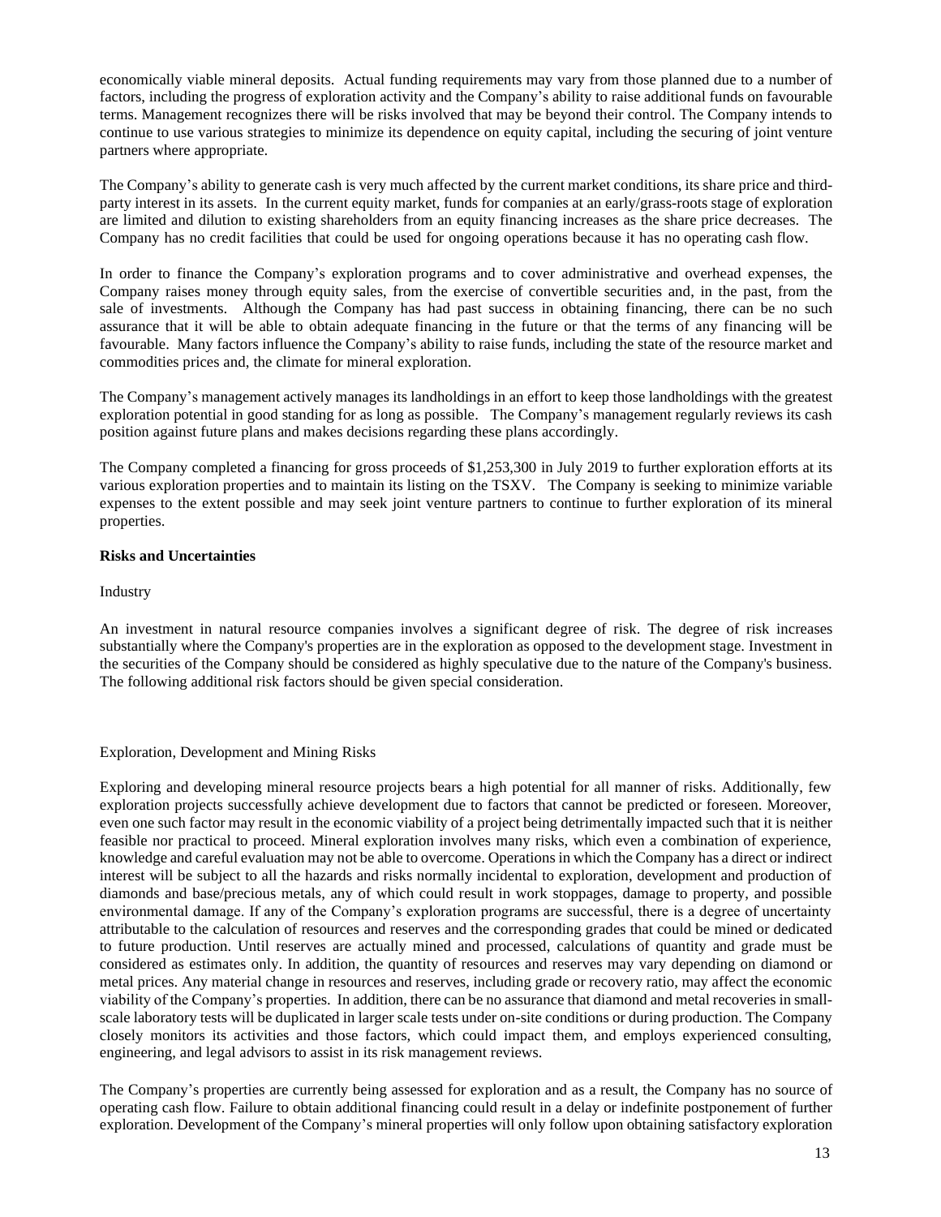economically viable mineral deposits. Actual funding requirements may vary from those planned due to a number of factors, including the progress of exploration activity and the Company's ability to raise additional funds on favourable terms. Management recognizes there will be risks involved that may be beyond their control. The Company intends to continue to use various strategies to minimize its dependence on equity capital, including the securing of joint venture partners where appropriate.

The Company's ability to generate cash is very much affected by the current market conditions, its share price and third-party interest in its assets. In the current equity market, funds for companies at an early/grass-roots stage of exploration are limited and dilution to existing shareholders from an equity financing increases as the share price decreases. The Company has no credit facilities that could be used for ongoing operations because it has no operating cash flow.

In order to finance the Company's exploration programs and to cover administrative and overhead expenses, the Company raises money through equity sales, from the exercise of convertible securities and, in the past, from the sale of investments. Although the Company has had past success in obtaining financing, there can be no such assurance that it will be able to obtain adequate financing in the future or that the terms of any financing will be favourable. Many factors influence the Company's ability to raise funds, including the state of the resource market and commodities prices and, the climate for mineral exploration.

The Company's management actively manages its landholdings in an effort to keep those landholdings with the greatest exploration potential in good standing for as long as possible. The Company's management regularly reviews its cash position against future plans and makes decisions regarding these plans accordingly.

The Company completed a financing for gross proceeds of $1,253,300 in July 2019 to further exploration efforts at its various exploration properties and to maintain its listing on the TSXV. The Company is seeking to minimize variable expenses to the extent possible and may seek joint venture partners to continue to further exploration of its mineral properties.

**Risks and Uncertainties**

Industry

An investment in natural resource companies involves a significant degree of risk. The degree of risk increases substantially where the Company's properties are in the exploration as opposed to the development stage. Investment in the securities of the Company should be considered as highly speculative due to the nature of the Company's business. The following additional risk factors should be given special consideration.

Exploration, Development and Mining Risks

Exploring and developing mineral resource projects bears a high potential for all manner of risks. Additionally, few exploration projects successfully achieve development due to factors that cannot be predicted or foreseen. Moreover, even one such factor may result in the economic viability of a project being detrimentally impacted such that it is neither feasible nor practical to proceed. Mineral exploration involves many risks, which even a combination of experience, knowledge and careful evaluation may not be able to overcome. Operations in which the Company has a direct or indirect interest will be subject to all the hazards and risks normally incidental to exploration, development and production of diamonds and base/precious metals, any of which could result in work stoppages, damage to property, and possible environmental damage. If any of the Company's exploration programs are successful, there is a degree of uncertainty attributable to the calculation of resources and reserves and the corresponding grades that could be mined or dedicated to future production. Until reserves are actually mined and processed, calculations of quantity and grade must be considered as estimates only. In addition, the quantity of resources and reserves may vary depending on diamond or metal prices. Any material change in resources and reserves, including grade or recovery ratio, may affect the economic viability of the Company's properties. In addition, there can be no assurance that diamond and metal recoveries in small-scale laboratory tests will be duplicated in larger scale tests under on-site conditions or during production. The Company closely monitors its activities and those factors, which could impact them, and employs experienced consulting, engineering, and legal advisors to assist in its risk management reviews.

The Company's properties are currently being assessed for exploration and as a result, the Company has no source of operating cash flow. Failure to obtain additional financing could result in a delay or indefinite postponement of further exploration. Development of the Company's mineral properties will only follow upon obtaining satisfactory exploration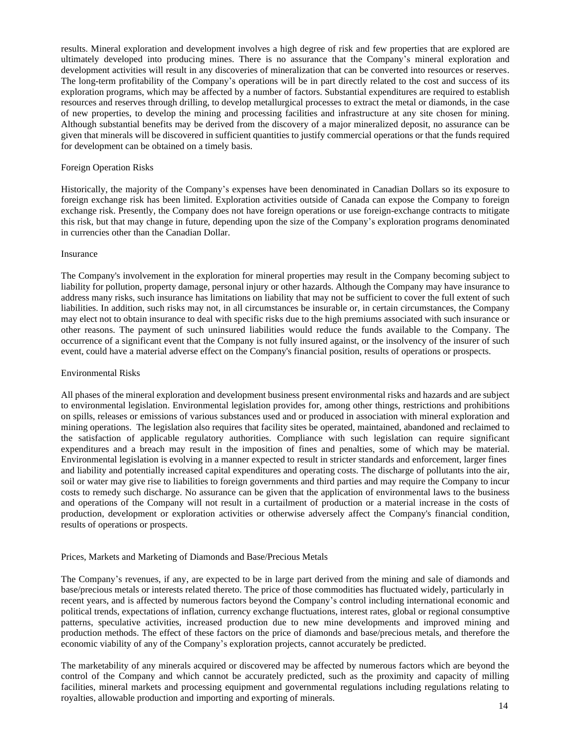results. Mineral exploration and development involves a high degree of risk and few properties that are explored are ultimately developed into producing mines. There is no assurance that the Company's mineral exploration and development activities will result in any discoveries of mineralization that can be converted into resources or reserves. The long-term profitability of the Company's operations will be in part directly related to the cost and success of its exploration programs, which may be affected by a number of factors. Substantial expenditures are required to establish resources and reserves through drilling, to develop metallurgical processes to extract the metal or diamonds, in the case of new properties, to develop the mining and processing facilities and infrastructure at any site chosen for mining. Although substantial benefits may be derived from the discovery of a major mineralized deposit, no assurance can be given that minerals will be discovered in sufficient quantities to justify commercial operations or that the funds required for development can be obtained on a timely basis.

### Foreign Operation Risks

Historically, the majority of the Company's expenses have been denominated in Canadian Dollars so its exposure to foreign exchange risk has been limited. Exploration activities outside of Canada can expose the Company to foreign exchange risk. Presently, the Company does not have foreign operations or use foreign-exchange contracts to mitigate this risk, but that may change in future, depending upon the size of the Company's exploration programs denominated in currencies other than the Canadian Dollar.

### Insurance

The Company's involvement in the exploration for mineral properties may result in the Company becoming subject to liability for pollution, property damage, personal injury or other hazards. Although the Company may have insurance to address many risks, such insurance has limitations on liability that may not be sufficient to cover the full extent of such liabilities. In addition, such risks may not, in all circumstances be insurable or, in certain circumstances, the Company may elect not to obtain insurance to deal with specific risks due to the high premiums associated with such insurance or other reasons. The payment of such uninsured liabilities would reduce the funds available to the Company. The occurrence of a significant event that the Company is not fully insured against, or the insolvency of the insurer of such event, could have a material adverse effect on the Company's financial position, results of operations or prospects.

### Environmental Risks

All phases of the mineral exploration and development business present environmental risks and hazards and are subject to environmental legislation. Environmental legislation provides for, among other things, restrictions and prohibitions on spills, releases or emissions of various substances used and or produced in association with mineral exploration and mining operations. The legislation also requires that facility sites be operated, maintained, abandoned and reclaimed to the satisfaction of applicable regulatory authorities. Compliance with such legislation can require significant expenditures and a breach may result in the imposition of fines and penalties, some of which may be material. Environmental legislation is evolving in a manner expected to result in stricter standards and enforcement, larger fines and liability and potentially increased capital expenditures and operating costs. The discharge of pollutants into the air, soil or water may give rise to liabilities to foreign governments and third parties and may require the Company to incur costs to remedy such discharge. No assurance can be given that the application of environmental laws to the business and operations of the Company will not result in a curtailment of production or a material increase in the costs of production, development or exploration activities or otherwise adversely affect the Company's financial condition, results of operations or prospects.

### Prices, Markets and Marketing of Diamonds and Base/Precious Metals

The Company's revenues, if any, are expected to be in large part derived from the mining and sale of diamonds and base/precious metals or interests related thereto. The price of those commodities has fluctuated widely, particularly in recent years, and is affected by numerous factors beyond the Company's control including international economic and political trends, expectations of inflation, currency exchange fluctuations, interest rates, global or regional consumptive patterns, speculative activities, increased production due to new mine developments and improved mining and production methods. The effect of these factors on the price of diamonds and base/precious metals, and therefore the economic viability of any of the Company's exploration projects, cannot accurately be predicted.

The marketability of any minerals acquired or discovered may be affected by numerous factors which are beyond the control of the Company and which cannot be accurately predicted, such as the proximity and capacity of milling facilities, mineral markets and processing equipment and governmental regulations including regulations relating to royalties, allowable production and importing and exporting of minerals.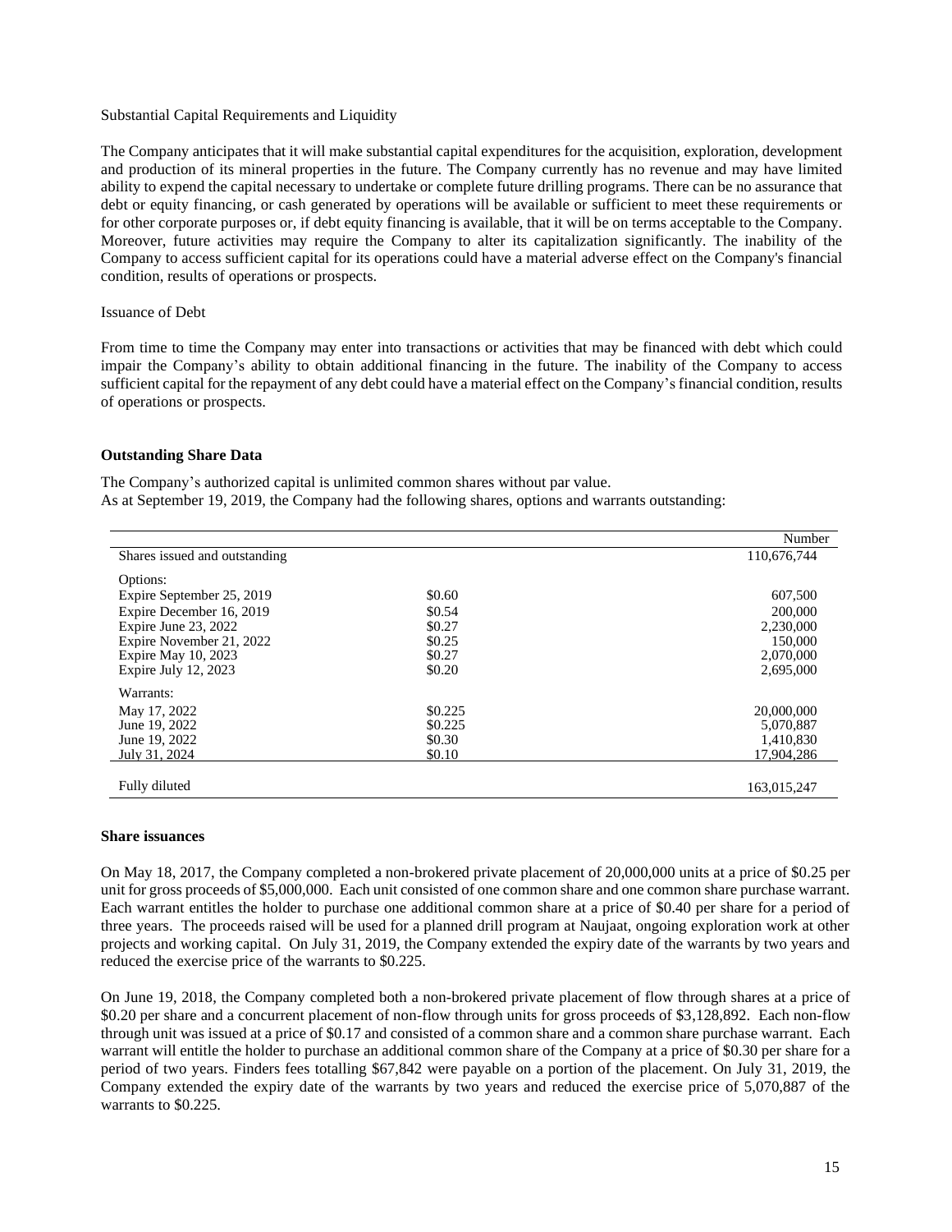Substantial Capital Requirements and Liquidity

The Company anticipates that it will make substantial capital expenditures for the acquisition, exploration, development and production of its mineral properties in the future. The Company currently has no revenue and may have limited ability to expend the capital necessary to undertake or complete future drilling programs. There can be no assurance that debt or equity financing, or cash generated by operations will be available or sufficient to meet these requirements or for other corporate purposes or, if debt equity financing is available, that it will be on terms acceptable to the Company. Moreover, future activities may require the Company to alter its capitalization significantly. The inability of the Company to access sufficient capital for its operations could have a material adverse effect on the Company's financial condition, results of operations or prospects.

Issuance of Debt

From time to time the Company may enter into transactions or activities that may be financed with debt which could impair the Company's ability to obtain additional financing in the future. The inability of the Company to access sufficient capital for the repayment of any debt could have a material effect on the Company's financial condition, results of operations or prospects.

**Outstanding Share Data**

The Company's authorized capital is unlimited common shares without par value.
As at September 19, 2019, the Company had the following shares, options and warrants outstanding:

| | | Number |
|---|---|---|
| Shares issued and outstanding | | 110,676,744 |
| Options: | | |
| Expire September 25, 2019 | $0.60 | 607,500 |
| Expire December 16, 2019 | $0.54 | 200,000 |
| Expire June 23, 2022 | $0.27 | 2,230,000 |
| Expire November 21, 2022 | $0.25 | 150,000 |
| Expire May 10, 2023 | $0.27 | 2,070,000 |
| Expire July 12, 2023 | $0.20 | 2,695,000 |
| Warrants: | | |
| May 17, 2022 | $0.225 | 20,000,000 |
| June 19, 2022 | $0.225 | 5,070,887 |
| June 19, 2022 | $0.30 | 1,410,830 |
| July 31, 2024 | $0.10 | 17,904,286 |
| Fully diluted | | 163,015,247 |

**Share issuances**

On May 18, 2017, the Company completed a non-brokered private placement of 20,000,000 units at a price of $0.25 per unit for gross proceeds of $5,000,000. Each unit consisted of one common share and one common share purchase warrant. Each warrant entitles the holder to purchase one additional common share at a price of $0.40 per share for a period of three years. The proceeds raised will be used for a planned drill program at Naujaat, ongoing exploration work at other projects and working capital. On July 31, 2019, the Company extended the expiry date of the warrants by two years and reduced the exercise price of the warrants to $0.225.

On June 19, 2018, the Company completed both a non-brokered private placement of flow through shares at a price of $0.20 per share and a concurrent placement of non-flow through units for gross proceeds of $3,128,892. Each non-flow through unit was issued at a price of $0.17 and consisted of a common share and a common share purchase warrant. Each warrant will entitle the holder to purchase an additional common share of the Company at a price of $0.30 per share for a period of two years. Finders fees totalling $67,842 were payable on a portion of the placement. On July 31, 2019, the Company extended the expiry date of the warrants by two years and reduced the exercise price of 5,070,887 of the warrants to $0.225.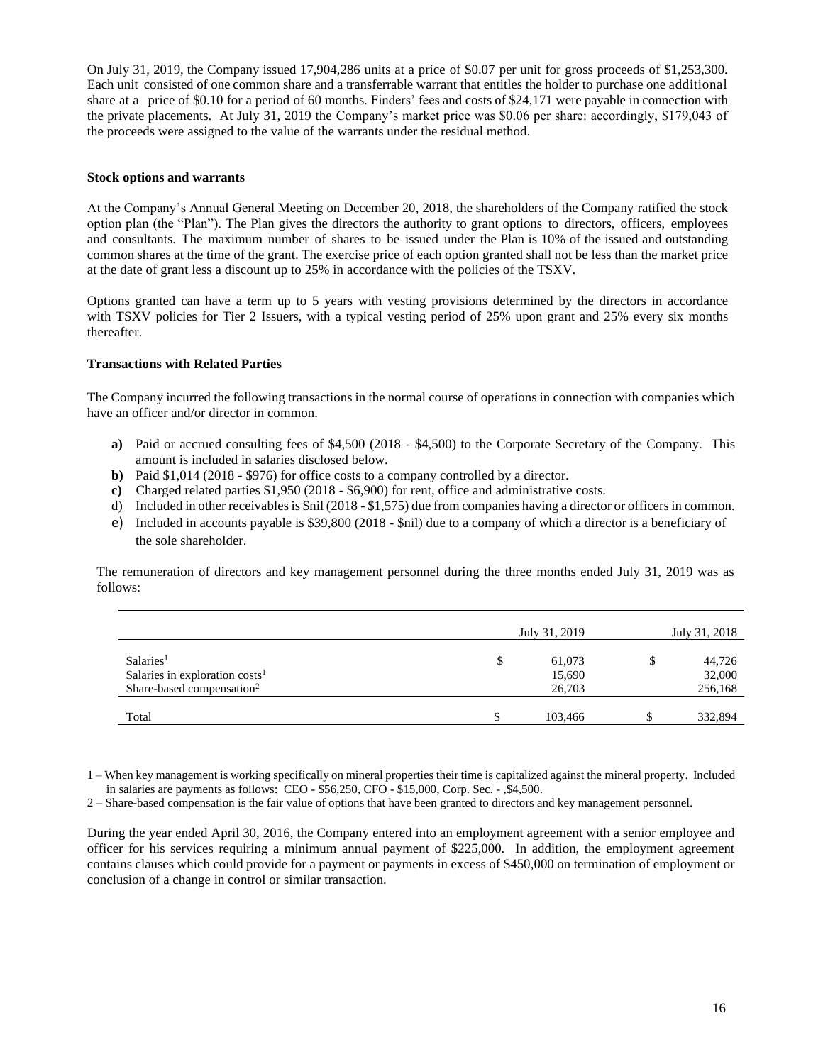On July 31, 2019, the Company issued 17,904,286 units at a price of $0.07 per unit for gross proceeds of $1,253,300. Each unit consisted of one common share and a transferrable warrant that entitles the holder to purchase one additional share at a price of $0.10 for a period of 60 months. Finders' fees and costs of $24,171 were payable in connection with the private placements. At July 31, 2019 the Company's market price was $0.06 per share: accordingly, $179,043 of the proceeds were assigned to the value of the warrants under the residual method.

**Stock options and warrants**

At the Company's Annual General Meeting on December 20, 2018, the shareholders of the Company ratified the stock option plan (the "Plan"). The Plan gives the directors the authority to grant options to directors, officers, employees and consultants. The maximum number of shares to be issued under the Plan is 10% of the issued and outstanding common shares at the time of the grant. The exercise price of each option granted shall not be less than the market price at the date of grant less a discount up to 25% in accordance with the policies of the TSXV.

Options granted can have a term up to 5 years with vesting provisions determined by the directors in accordance with TSXV policies for Tier 2 Issuers, with a typical vesting period of 25% upon grant and 25% every six months thereafter.

**Transactions with Related Parties**

The Company incurred the following transactions in the normal course of operations in connection with companies which have an officer and/or director in common.

- **a)** Paid or accrued consulting fees of $4,500 (2018 - $4,500) to the Corporate Secretary of the Company. This amount is included in salaries disclosed below.
- **b)** Paid $1,014 (2018 - $976) for office costs to a company controlled by a director.
- **c)** Charged related parties $1,950 (2018 - $6,900) for rent, office and administrative costs.
- d) Included in other receivables is $nil (2018 - $1,575) due from companies having a director or officers in common.
- e) Included in accounts payable is $39,800 (2018 - $nil) due to a company of which a director is a beneficiary of the sole shareholder.

The remuneration of directors and key management personnel during the three months ended July 31, 2019 was as follows:

| | | July 31, 2019 | | July 31, 2018 |
|---|---|---|---|---|
| Salaries[1] | $ | 61,073 | $ | 44,726 |
| Salaries in exploration costs[1] | | 15,690 | | 32,000 |
| Share-based compensation[2] | | 26,703 | | 256,168 |
| Total | $ | 103,466 | $ | 332,894 |

1 – When key management is working specifically on mineral properties their time is capitalized against the mineral property. Included in salaries are payments as follows: CEO - $56,250, CFO - $15,000, Corp. Sec. - ,$4,500.

2 – Share-based compensation is the fair value of options that have been granted to directors and key management personnel.

During the year ended April 30, 2016, the Company entered into an employment agreement with a senior employee and officer for his services requiring a minimum annual payment of $225,000. In addition, the employment agreement contains clauses which could provide for a payment or payments in excess of $450,000 on termination of employment or conclusion of a change in control or similar transaction.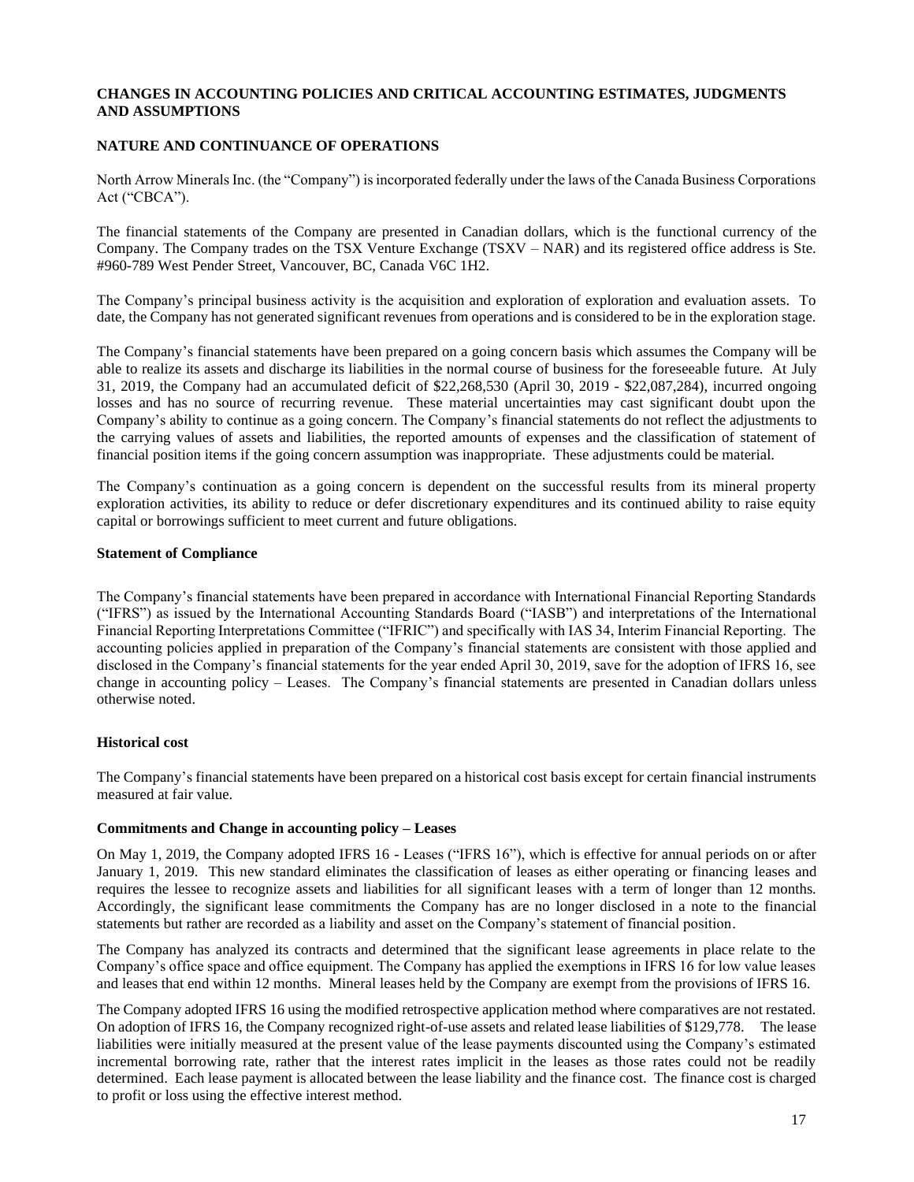## CHANGES IN ACCOUNTING POLICIES AND CRITICAL ACCOUNTING ESTIMATES, JUDGMENTS AND ASSUMPTIONS

## NATURE AND CONTINUANCE OF OPERATIONS

North Arrow Minerals Inc. (the "Company") is incorporated federally under the laws of the Canada Business Corporations Act ("CBCA").

The financial statements of the Company are presented in Canadian dollars, which is the functional currency of the Company. The Company trades on the TSX Venture Exchange (TSXV – NAR) and its registered office address is Ste. #960-789 West Pender Street, Vancouver, BC, Canada V6C 1H2.

The Company's principal business activity is the acquisition and exploration of exploration and evaluation assets. To date, the Company has not generated significant revenues from operations and is considered to be in the exploration stage.

The Company's financial statements have been prepared on a going concern basis which assumes the Company will be able to realize its assets and discharge its liabilities in the normal course of business for the foreseeable future. At July 31, 2019, the Company had an accumulated deficit of $22,268,530 (April 30, 2019 - $22,087,284), incurred ongoing losses and has no source of recurring revenue. These material uncertainties may cast significant doubt upon the Company's ability to continue as a going concern. The Company's financial statements do not reflect the adjustments to the carrying values of assets and liabilities, the reported amounts of expenses and the classification of statement of financial position items if the going concern assumption was inappropriate. These adjustments could be material.

The Company's continuation as a going concern is dependent on the successful results from its mineral property exploration activities, its ability to reduce or defer discretionary expenditures and its continued ability to raise equity capital or borrowings sufficient to meet current and future obligations.

### Statement of Compliance

The Company's financial statements have been prepared in accordance with International Financial Reporting Standards ("IFRS") as issued by the International Accounting Standards Board ("IASB") and interpretations of the International Financial Reporting Interpretations Committee ("IFRIC") and specifically with IAS 34, Interim Financial Reporting. The accounting policies applied in preparation of the Company's financial statements are consistent with those applied and disclosed in the Company's financial statements for the year ended April 30, 2019, save for the adoption of IFRS 16, see change in accounting policy – Leases. The Company's financial statements are presented in Canadian dollars unless otherwise noted.

### Historical cost

The Company's financial statements have been prepared on a historical cost basis except for certain financial instruments measured at fair value.

### Commitments and Change in accounting policy – Leases

On May 1, 2019, the Company adopted IFRS 16 - Leases ("IFRS 16"), which is effective for annual periods on or after January 1, 2019. This new standard eliminates the classification of leases as either operating or financing leases and requires the lessee to recognize assets and liabilities for all significant leases with a term of longer than 12 months. Accordingly, the significant lease commitments the Company has are no longer disclosed in a note to the financial statements but rather are recorded as a liability and asset on the Company's statement of financial position.

The Company has analyzed its contracts and determined that the significant lease agreements in place relate to the Company's office space and office equipment. The Company has applied the exemptions in IFRS 16 for low value leases and leases that end within 12 months. Mineral leases held by the Company are exempt from the provisions of IFRS 16.

The Company adopted IFRS 16 using the modified retrospective application method where comparatives are not restated. On adoption of IFRS 16, the Company recognized right-of-use assets and related lease liabilities of $129,778. The lease liabilities were initially measured at the present value of the lease payments discounted using the Company's estimated incremental borrowing rate, rather that the interest rates implicit in the leases as those rates could not be readily determined. Each lease payment is allocated between the lease liability and the finance cost. The finance cost is charged to profit or loss using the effective interest method.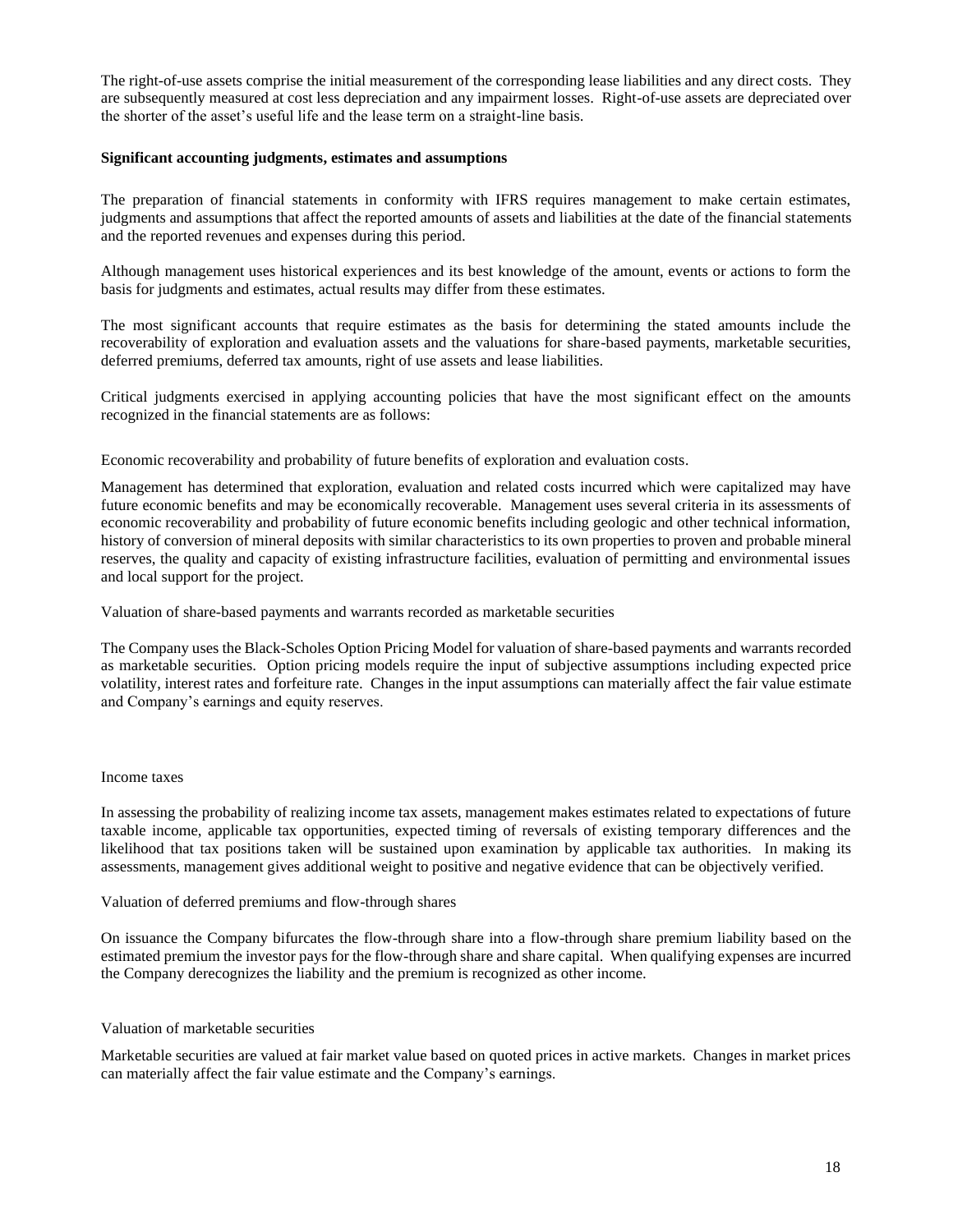The right-of-use assets comprise the initial measurement of the corresponding lease liabilities and any direct costs. They are subsequently measured at cost less depreciation and any impairment losses. Right-of-use assets are depreciated over the shorter of the asset's useful life and the lease term on a straight-line basis.

**Significant accounting judgments, estimates and assumptions**

The preparation of financial statements in conformity with IFRS requires management to make certain estimates, judgments and assumptions that affect the reported amounts of assets and liabilities at the date of the financial statements and the reported revenues and expenses during this period.

Although management uses historical experiences and its best knowledge of the amount, events or actions to form the basis for judgments and estimates, actual results may differ from these estimates.

The most significant accounts that require estimates as the basis for determining the stated amounts include the recoverability of exploration and evaluation assets and the valuations for share-based payments, marketable securities, deferred premiums, deferred tax amounts, right of use assets and lease liabilities.

Critical judgments exercised in applying accounting policies that have the most significant effect on the amounts recognized in the financial statements are as follows:

Economic recoverability and probability of future benefits of exploration and evaluation costs.

Management has determined that exploration, evaluation and related costs incurred which were capitalized may have future economic benefits and may be economically recoverable. Management uses several criteria in its assessments of economic recoverability and probability of future economic benefits including geologic and other technical information, history of conversion of mineral deposits with similar characteristics to its own properties to proven and probable mineral reserves, the quality and capacity of existing infrastructure facilities, evaluation of permitting and environmental issues and local support for the project.

Valuation of share-based payments and warrants recorded as marketable securities

The Company uses the Black-Scholes Option Pricing Model for valuation of share-based payments and warrants recorded as marketable securities. Option pricing models require the input of subjective assumptions including expected price volatility, interest rates and forfeiture rate. Changes in the input assumptions can materially affect the fair value estimate and Company's earnings and equity reserves.

Income taxes

In assessing the probability of realizing income tax assets, management makes estimates related to expectations of future taxable income, applicable tax opportunities, expected timing of reversals of existing temporary differences and the likelihood that tax positions taken will be sustained upon examination by applicable tax authorities. In making its assessments, management gives additional weight to positive and negative evidence that can be objectively verified.

Valuation of deferred premiums and flow-through shares

On issuance the Company bifurcates the flow-through share into a flow-through share premium liability based on the estimated premium the investor pays for the flow-through share and share capital. When qualifying expenses are incurred the Company derecognizes the liability and the premium is recognized as other income.

Valuation of marketable securities

Marketable securities are valued at fair market value based on quoted prices in active markets. Changes in market prices can materially affect the fair value estimate and the Company's earnings.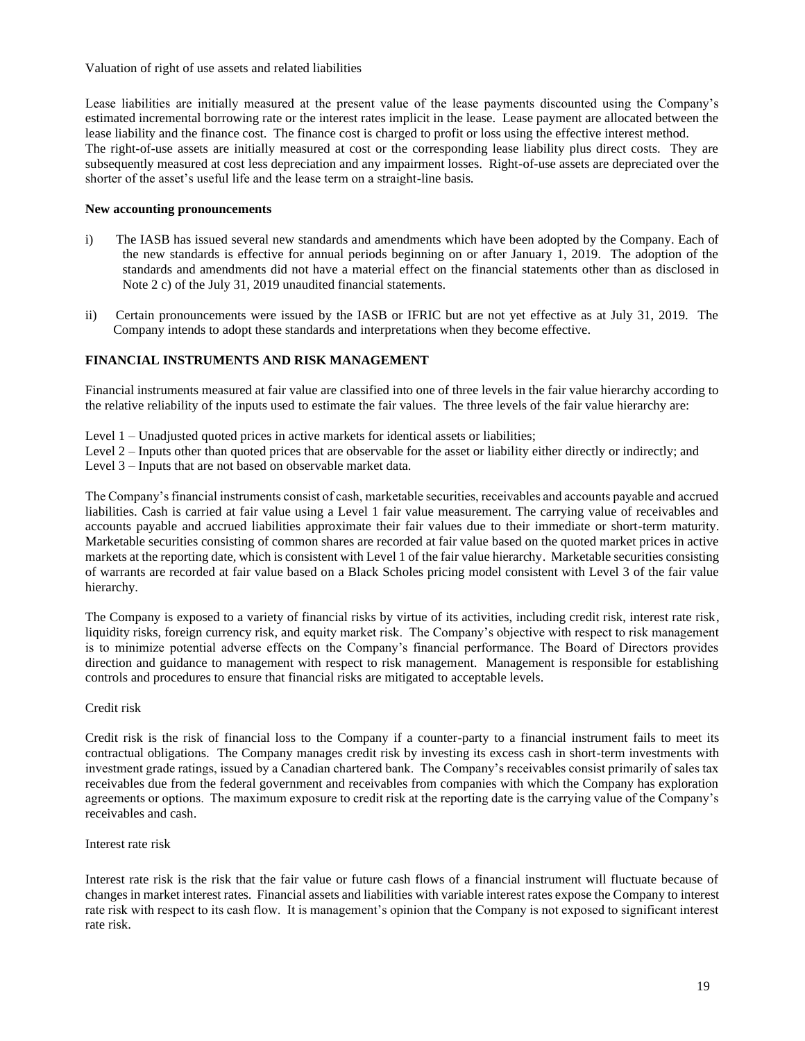Valuation of right of use assets and related liabilities

Lease liabilities are initially measured at the present value of the lease payments discounted using the Company's estimated incremental borrowing rate or the interest rates implicit in the lease. Lease payment are allocated between the lease liability and the finance cost. The finance cost is charged to profit or loss using the effective interest method. The right-of-use assets are initially measured at cost or the corresponding lease liability plus direct costs. They are subsequently measured at cost less depreciation and any impairment losses. Right-of-use assets are depreciated over the shorter of the asset's useful life and the lease term on a straight-line basis.

**New accounting pronouncements**

i) The IASB has issued several new standards and amendments which have been adopted by the Company. Each of the new standards is effective for annual periods beginning on or after January 1, 2019. The adoption of the standards and amendments did not have a material effect on the financial statements other than as disclosed in Note 2 c) of the July 31, 2019 unaudited financial statements.

ii) Certain pronouncements were issued by the IASB or IFRIC but are not yet effective as at July 31, 2019. The Company intends to adopt these standards and interpretations when they become effective.

## FINANCIAL INSTRUMENTS AND RISK MANAGEMENT

Financial instruments measured at fair value are classified into one of three levels in the fair value hierarchy according to the relative reliability of the inputs used to estimate the fair values. The three levels of the fair value hierarchy are:

Level 1 – Unadjusted quoted prices in active markets for identical assets or liabilities;
Level 2 – Inputs other than quoted prices that are observable for the asset or liability either directly or indirectly; and
Level 3 – Inputs that are not based on observable market data.

The Company's financial instruments consist of cash, marketable securities, receivables and accounts payable and accrued liabilities. Cash is carried at fair value using a Level 1 fair value measurement. The carrying value of receivables and accounts payable and accrued liabilities approximate their fair values due to their immediate or short-term maturity. Marketable securities consisting of common shares are recorded at fair value based on the quoted market prices in active markets at the reporting date, which is consistent with Level 1 of the fair value hierarchy. Marketable securities consisting of warrants are recorded at fair value based on a Black Scholes pricing model consistent with Level 3 of the fair value hierarchy.

The Company is exposed to a variety of financial risks by virtue of its activities, including credit risk, interest rate risk, liquidity risks, foreign currency risk, and equity market risk. The Company's objective with respect to risk management is to minimize potential adverse effects on the Company's financial performance. The Board of Directors provides direction and guidance to management with respect to risk management. Management is responsible for establishing controls and procedures to ensure that financial risks are mitigated to acceptable levels.

Credit risk

Credit risk is the risk of financial loss to the Company if a counter-party to a financial instrument fails to meet its contractual obligations. The Company manages credit risk by investing its excess cash in short-term investments with investment grade ratings, issued by a Canadian chartered bank. The Company's receivables consist primarily of sales tax receivables due from the federal government and receivables from companies with which the Company has exploration agreements or options. The maximum exposure to credit risk at the reporting date is the carrying value of the Company's receivables and cash.

Interest rate risk

Interest rate risk is the risk that the fair value or future cash flows of a financial instrument will fluctuate because of changes in market interest rates. Financial assets and liabilities with variable interest rates expose the Company to interest rate risk with respect to its cash flow. It is management's opinion that the Company is not exposed to significant interest rate risk.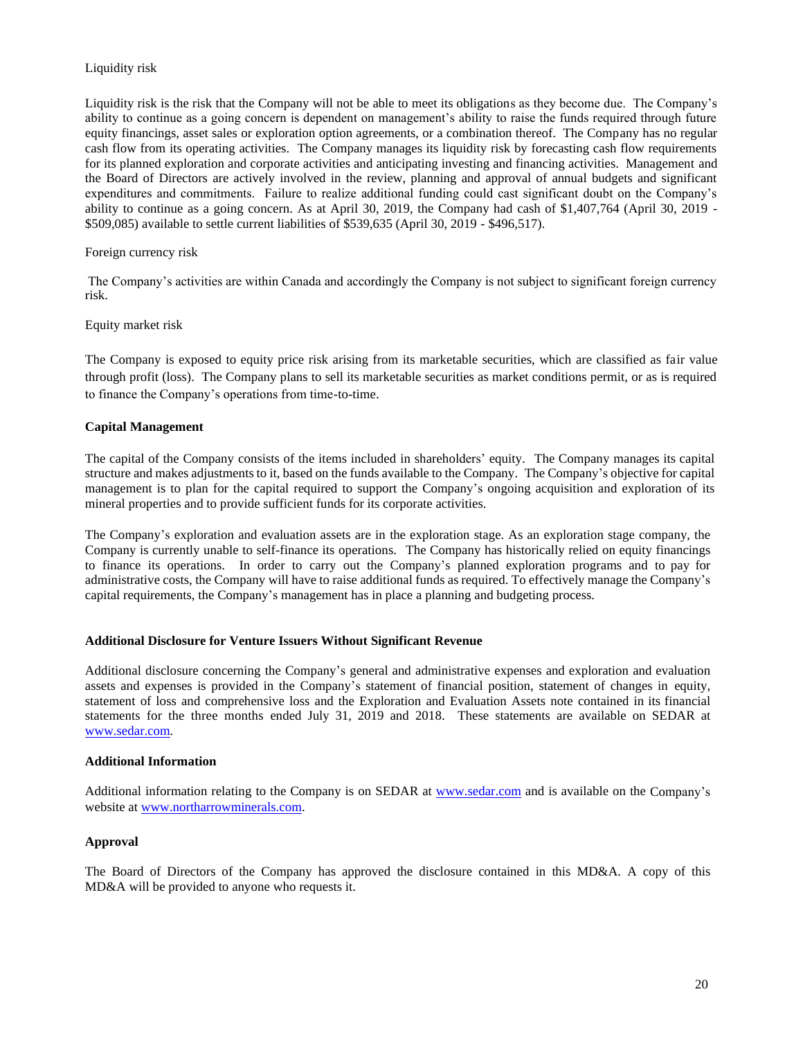Liquidity risk

Liquidity risk is the risk that the Company will not be able to meet its obligations as they become due. The Company's ability to continue as a going concern is dependent on management's ability to raise the funds required through future equity financings, asset sales or exploration option agreements, or a combination thereof. The Company has no regular cash flow from its operating activities. The Company manages its liquidity risk by forecasting cash flow requirements for its planned exploration and corporate activities and anticipating investing and financing activities. Management and the Board of Directors are actively involved in the review, planning and approval of annual budgets and significant expenditures and commitments. Failure to realize additional funding could cast significant doubt on the Company's ability to continue as a going concern. As at April 30, 2019, the Company had cash of $1,407,764 (April 30, 2019 - $509,085) available to settle current liabilities of $539,635 (April 30, 2019 - $496,517).

Foreign currency risk

The Company's activities are within Canada and accordingly the Company is not subject to significant foreign currency risk.

Equity market risk

The Company is exposed to equity price risk arising from its marketable securities, which are classified as fair value through profit (loss). The Company plans to sell its marketable securities as market conditions permit, or as is required to finance the Company's operations from time-to-time.

**Capital Management**

The capital of the Company consists of the items included in shareholders' equity. The Company manages its capital structure and makes adjustments to it, based on the funds available to the Company. The Company's objective for capital management is to plan for the capital required to support the Company's ongoing acquisition and exploration of its mineral properties and to provide sufficient funds for its corporate activities.

The Company's exploration and evaluation assets are in the exploration stage. As an exploration stage company, the Company is currently unable to self-finance its operations. The Company has historically relied on equity financings to finance its operations. In order to carry out the Company's planned exploration programs and to pay for administrative costs, the Company will have to raise additional funds as required. To effectively manage the Company's capital requirements, the Company's management has in place a planning and budgeting process.

**Additional Disclosure for Venture Issuers Without Significant Revenue**

Additional disclosure concerning the Company's general and administrative expenses and exploration and evaluation assets and expenses is provided in the Company's statement of financial position, statement of changes in equity, statement of loss and comprehensive loss and the Exploration and Evaluation Assets note contained in its financial statements for the three months ended July 31, 2019 and 2018. These statements are available on SEDAR at www.sedar.com.

**Additional Information**

Additional information relating to the Company is on SEDAR at www.sedar.com and is available on the Company's website at www.northarrowminerals.com.

**Approval**

The Board of Directors of the Company has approved the disclosure contained in this MD&A. A copy of this MD&A will be provided to anyone who requests it.